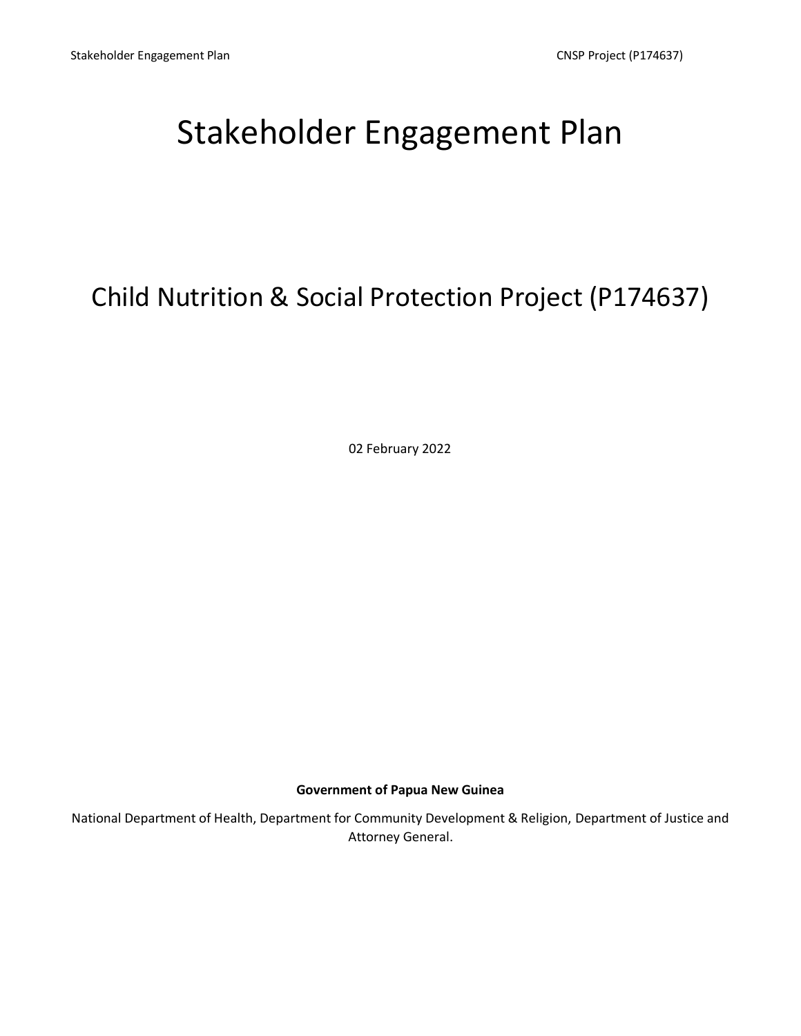# Stakeholder Engagement Plan

## Child Nutrition & Social Protection Project (P174637)

02 February 2022

**Government of Papua New Guinea**

National Department of Health, Department for Community Development & Religion, Department of Justice and Attorney General.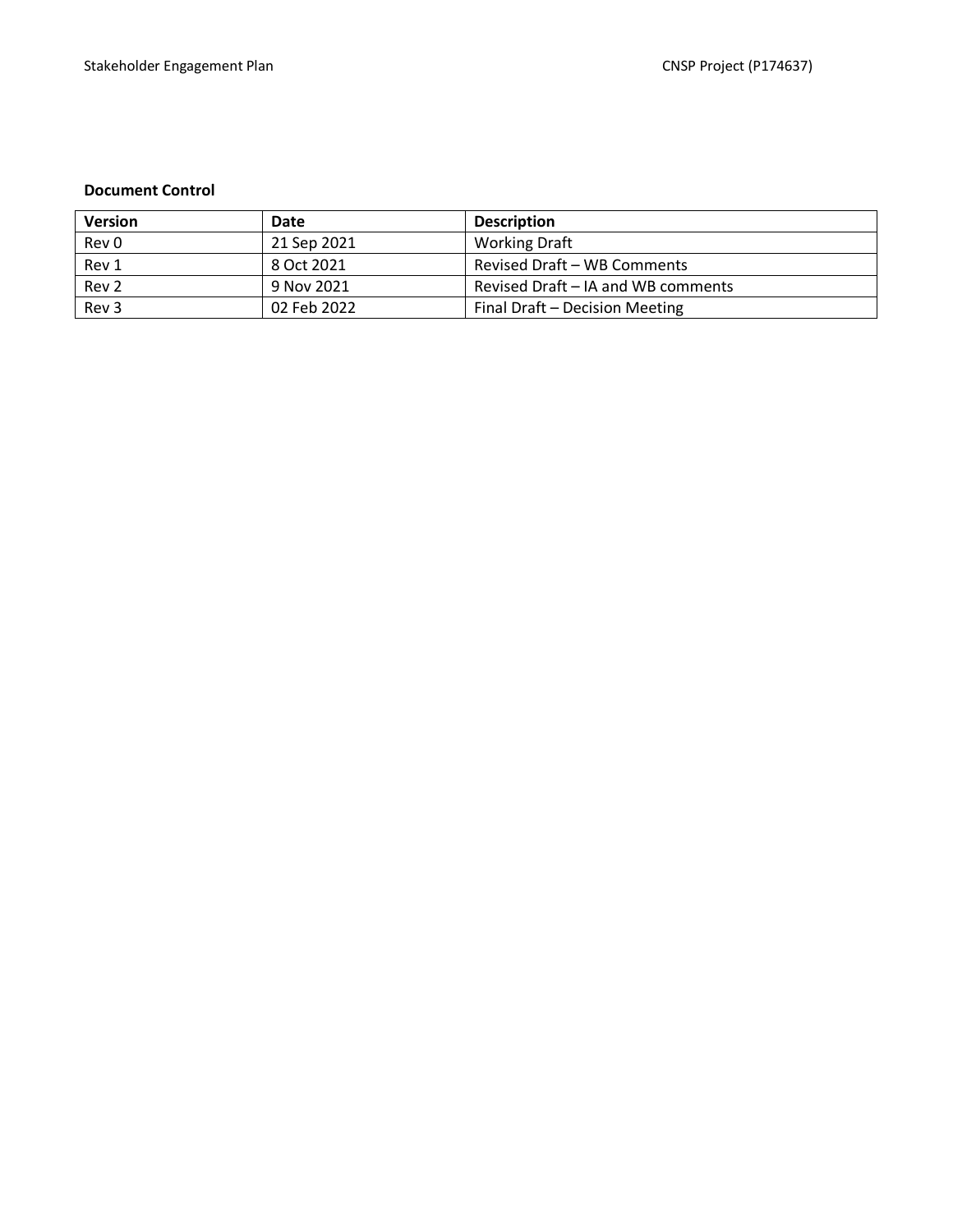**Document Control**

| Version | Date | Description |
| --- | --- | --- |
| Rev 0 | 21 Sep 2021 | Working Draft |
| Rev 1 | 8 Oct 2021 | Revised Draft – WB Comments |
| Rev 2 | 9 Nov 2021 | Revised Draft – IA and WB comments |
| Rev 3 | 02 Feb 2022 | Final Draft – Decision Meeting |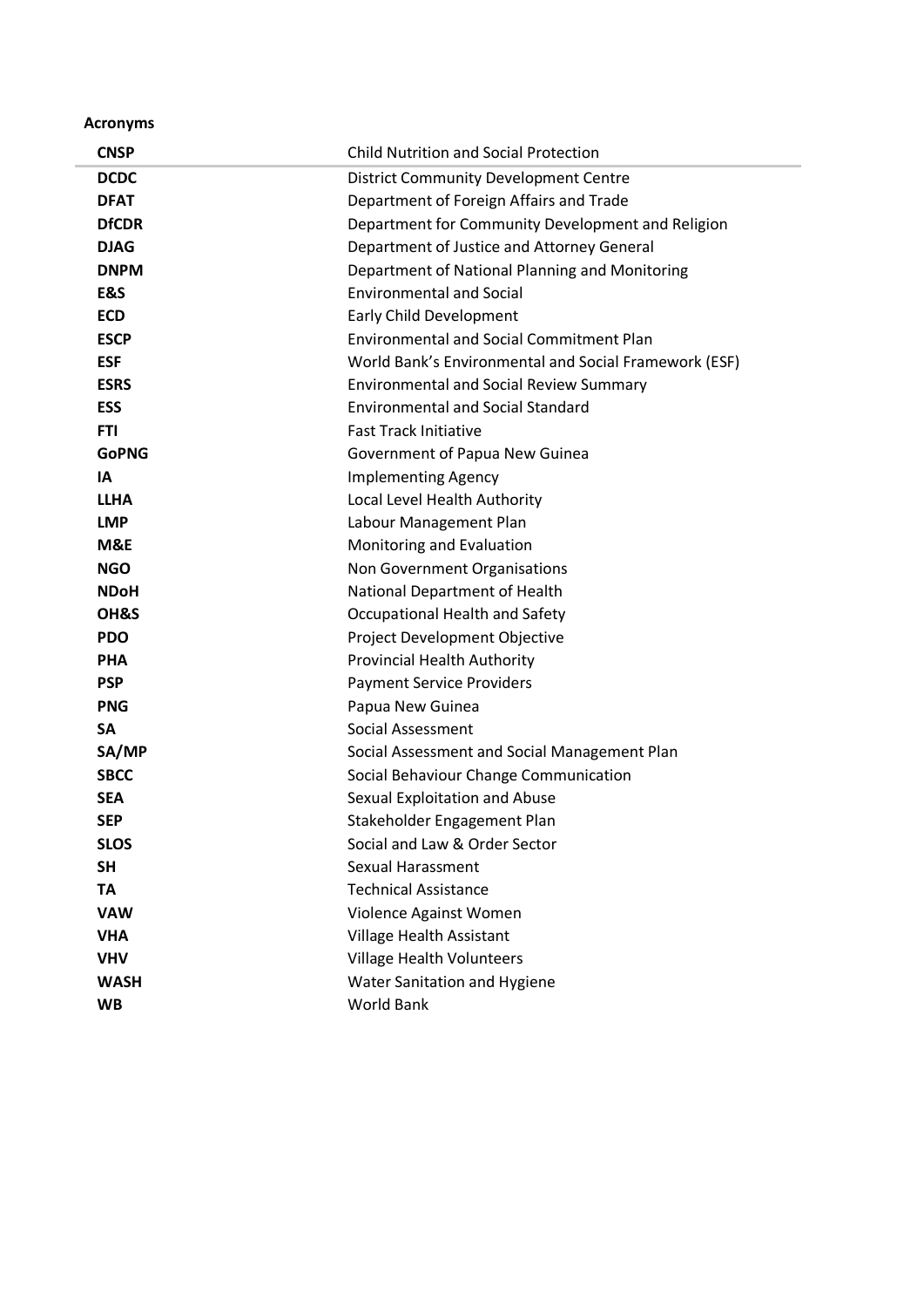**Acronyms**

| | |
|---|---|
| **CNSP** | Child Nutrition and Social Protection |
| **DCDC** | District Community Development Centre |
| **DFAT** | Department of Foreign Affairs and Trade |
| **DfCDR** | Department for Community Development and Religion |
| **DJAG** | Department of Justice and Attorney General |
| **DNPM** | Department of National Planning and Monitoring |
| **E&S** | Environmental and Social |
| **ECD** | Early Child Development |
| **ESCP** | Environmental and Social Commitment Plan |
| **ESF** | World Bank's Environmental and Social Framework (ESF) |
| **ESRS** | Environmental and Social Review Summary |
| **ESS** | Environmental and Social Standard |
| **FTI** | Fast Track Initiative |
| **GoPNG** | Government of Papua New Guinea |
| **IA** | Implementing Agency |
| **LLHA** | Local Level Health Authority |
| **LMP** | Labour Management Plan |
| **M&E** | Monitoring and Evaluation |
| **NGO** | Non Government Organisations |
| **NDoH** | National Department of Health |
| **OH&S** | Occupational Health and Safety |
| **PDO** | Project Development Objective |
| **PHA** | Provincial Health Authority |
| **PSP** | Payment Service Providers |
| **PNG** | Papua New Guinea |
| **SA** | Social Assessment |
| **SA/MP** | Social Assessment and Social Management Plan |
| **SBCC** | Social Behaviour Change Communication |
| **SEA** | Sexual Exploitation and Abuse |
| **SEP** | Stakeholder Engagement Plan |
| **SLOS** | Social and Law & Order Sector |
| **SH** | Sexual Harassment |
| **TA** | Technical Assistance |
| **VAW** | Violence Against Women |
| **VHA** | Village Health Assistant |
| **VHV** | Village Health Volunteers |
| **WASH** | Water Sanitation and Hygiene |
| **WB** | World Bank |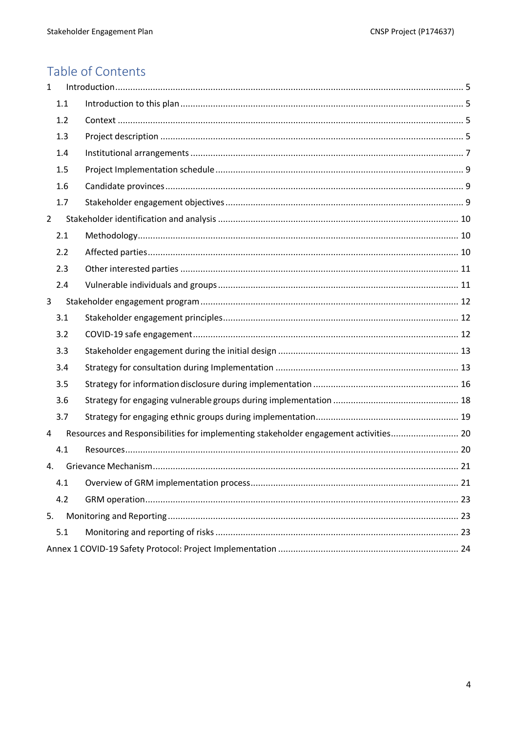# Table of Contents

1 Introduction ........................................................................................................................................ 5

  1.1 Introduction to this plan ............................................................................................................... 5

  1.2 Context ........................................................................................................................................ 5

  1.3 Project description ....................................................................................................................... 5

  1.4 Institutional arrangements ........................................................................................................... 7

  1.5 Project Implementation schedule ................................................................................................. 9

  1.6 Candidate provinces ..................................................................................................................... 9

  1.7 Stakeholder engagement objectives ............................................................................................. 9

2 Stakeholder identification and analysis ............................................................................................... 10

  2.1 Methodology ............................................................................................................................... 10

  2.2 Affected parties ........................................................................................................................... 10

  2.3 Other interested parties .............................................................................................................. 11

  2.4 Vulnerable individuals and groups ............................................................................................... 11

3 Stakeholder engagement program ..................................................................................................... 12

  3.1 Stakeholder engagement principles ............................................................................................. 12

  3.2 COVID-19 safe engagement ......................................................................................................... 12

  3.3 Stakeholder engagement during the initial design ....................................................................... 13

  3.4 Strategy for consultation during Implementation ........................................................................ 13

  3.5 Strategy for information disclosure during implementation .......................................................... 16

  3.6 Strategy for engaging vulnerable groups during implementation .................................................. 18

  3.7 Strategy for engaging ethnic groups during implementation ........................................................ 19

4 Resources and Responsibilities for implementing stakeholder engagement activities ........................... 20

  4.1 Resources .................................................................................................................................... 20

4. Grievance Mechanism ....................................................................................................................... 21

  4.1 Overview of GRM implementation process .................................................................................. 21

  4.2 GRM operation ........................................................................................................................... 23

5. Monitoring and Reporting ................................................................................................................. 23

  5.1 Monitoring and reporting of risks ................................................................................................ 23

Annex 1 COVID-19 Safety Protocol: Project Implementation ................................................................... 24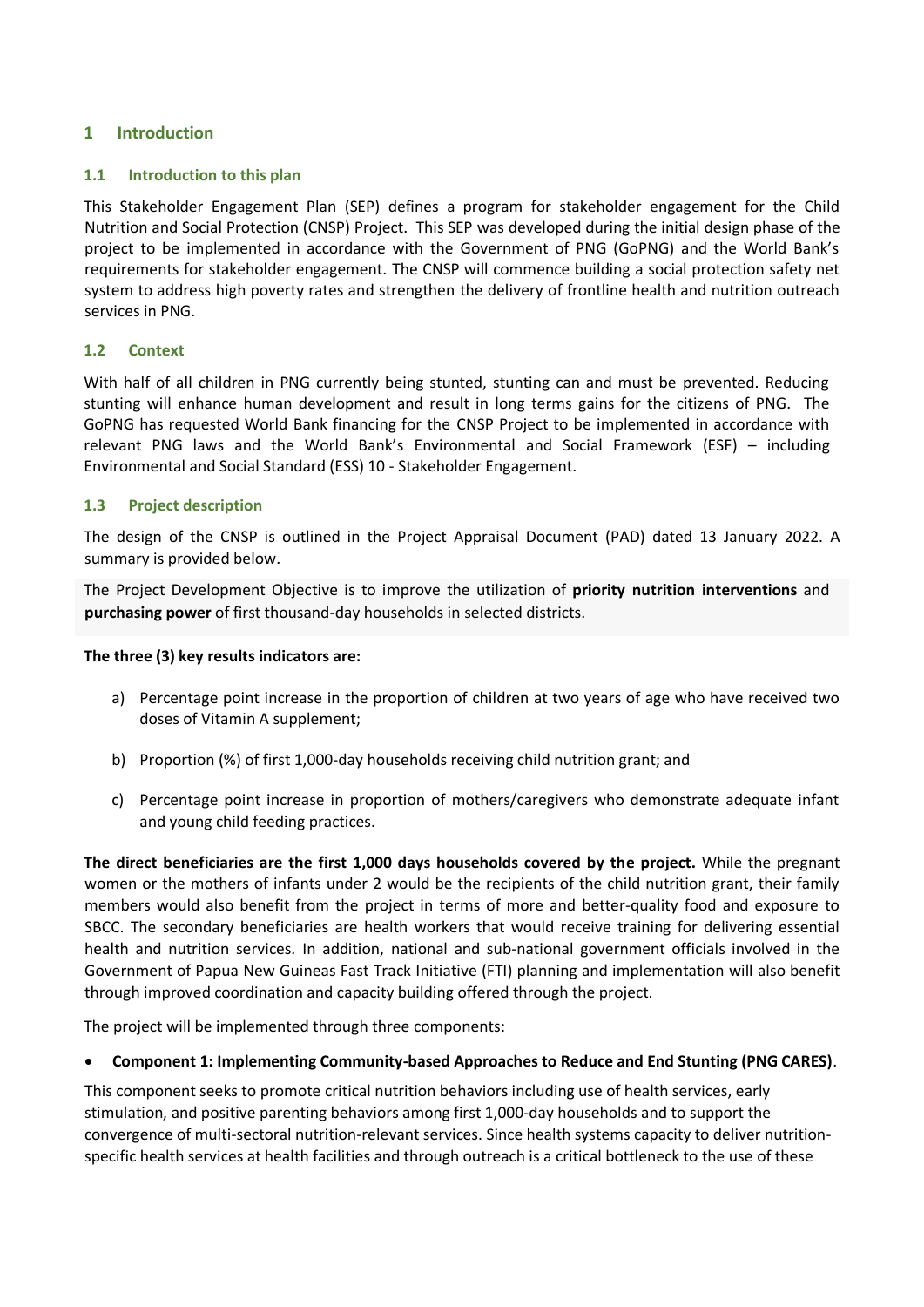# 1 Introduction

## 1.1 Introduction to this plan

This Stakeholder Engagement Plan (SEP) defines a program for stakeholder engagement for the Child Nutrition and Social Protection (CNSP) Project. This SEP was developed during the initial design phase of the project to be implemented in accordance with the Government of PNG (GoPNG) and the World Bank's requirements for stakeholder engagement. The CNSP will commence building a social protection safety net system to address high poverty rates and strengthen the delivery of frontline health and nutrition outreach services in PNG.

## 1.2 Context

With half of all children in PNG currently being stunted, stunting can and must be prevented. Reducing stunting will enhance human development and result in long terms gains for the citizens of PNG. The GoPNG has requested World Bank financing for the CNSP Project to be implemented in accordance with relevant PNG laws and the World Bank's Environmental and Social Framework (ESF) – including Environmental and Social Standard (ESS) 10 - Stakeholder Engagement.

## 1.3 Project description

The design of the CNSP is outlined in the Project Appraisal Document (PAD) dated 13 January 2022. A summary is provided below.

The Project Development Objective is to improve the utilization of **priority nutrition interventions** and **purchasing power** of first thousand-day households in selected districts.

**The three (3) key results indicators are:**

a) Percentage point increase in the proportion of children at two years of age who have received two doses of Vitamin A supplement;

b) Proportion (%) of first 1,000-day households receiving child nutrition grant; and

c) Percentage point increase in proportion of mothers/caregivers who demonstrate adequate infant and young child feeding practices.

**The direct beneficiaries are the first 1,000 days households covered by the project.** While the pregnant women or the mothers of infants under 2 would be the recipients of the child nutrition grant, their family members would also benefit from the project in terms of more and better-quality food and exposure to SBCC. The secondary beneficiaries are health workers that would receive training for delivering essential health and nutrition services. In addition, national and sub-national government officials involved in the Government of Papua New Guineas Fast Track Initiative (FTI) planning and implementation will also benefit through improved coordination and capacity building offered through the project.

The project will be implemented through three components:

- **Component 1: Implementing Community-based Approaches to Reduce and End Stunting (PNG CARES)**.

This component seeks to promote critical nutrition behaviors including use of health services, early stimulation, and positive parenting behaviors among first 1,000-day households and to support the convergence of multi-sectoral nutrition-relevant services. Since health systems capacity to deliver nutrition-specific health services at health facilities and through outreach is a critical bottleneck to the use of these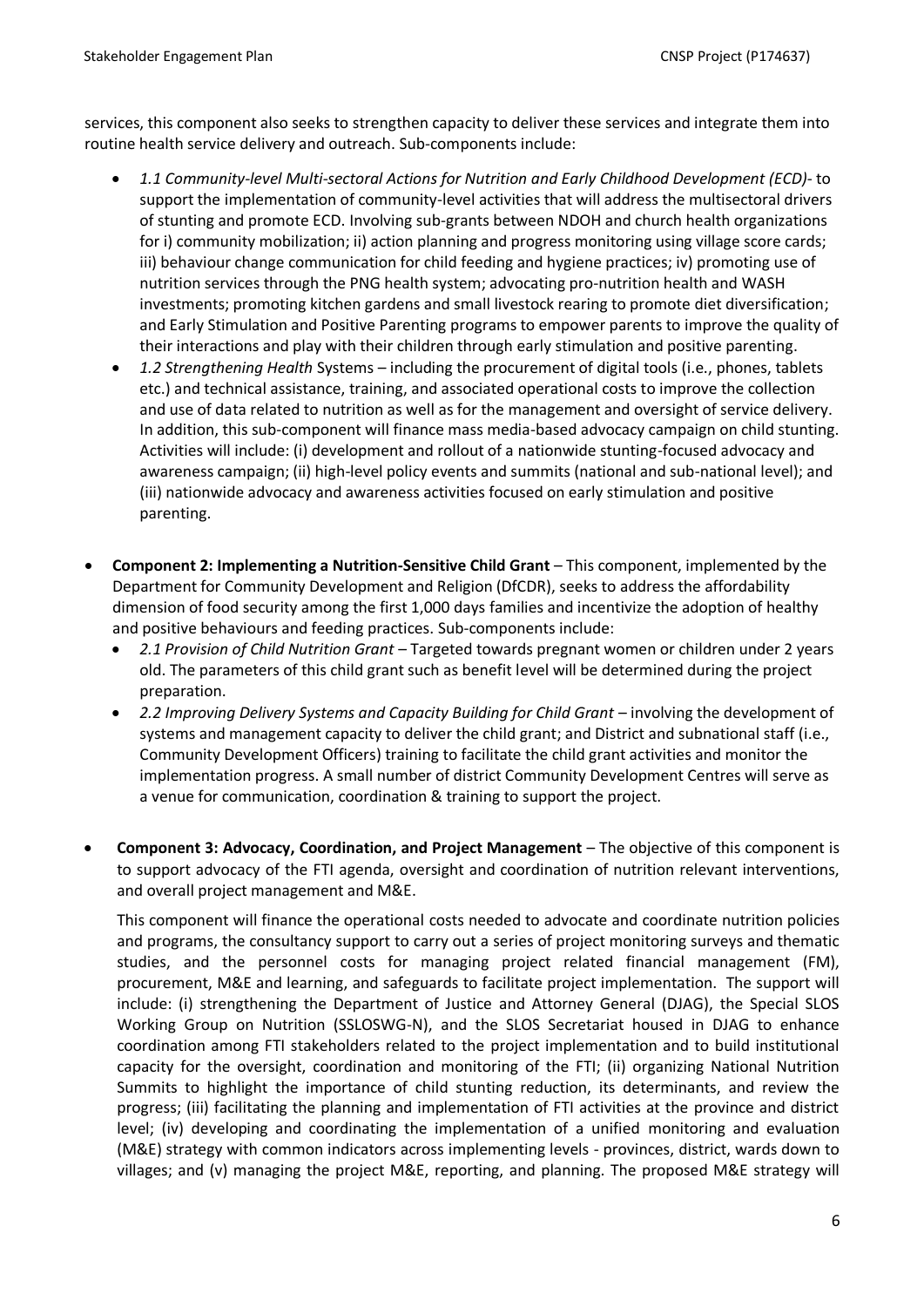services, this component also seeks to strengthen capacity to deliver these services and integrate them into routine health service delivery and outreach. Sub-components include:

- *1.1 Community-level Multi-sectoral Actions for Nutrition and Early Childhood Development (ECD)*- to support the implementation of community-level activities that will address the multisectoral drivers of stunting and promote ECD. Involving sub-grants between NDOH and church health organizations for i) community mobilization; ii) action planning and progress monitoring using village score cards; iii) behaviour change communication for child feeding and hygiene practices; iv) promoting use of nutrition services through the PNG health system; advocating pro-nutrition health and WASH investments; promoting kitchen gardens and small livestock rearing to promote diet diversification; and Early Stimulation and Positive Parenting programs to empower parents to improve the quality of their interactions and play with their children through early stimulation and positive parenting.
- *1.2 Strengthening Health* Systems – including the procurement of digital tools (i.e., phones, tablets etc.) and technical assistance, training, and associated operational costs to improve the collection and use of data related to nutrition as well as for the management and oversight of service delivery. In addition, this sub-component will finance mass media-based advocacy campaign on child stunting. Activities will include: (i) development and rollout of a nationwide stunting-focused advocacy and awareness campaign; (ii) high-level policy events and summits (national and sub-national level); and (iii) nationwide advocacy and awareness activities focused on early stimulation and positive parenting.

- **Component 2: Implementing a Nutrition-Sensitive Child Grant** – This component, implemented by the Department for Community Development and Religion (DfCDR), seeks to address the affordability dimension of food security among the first 1,000 days families and incentivize the adoption of healthy and positive behaviours and feeding practices. Sub-components include:
  - *2.1 Provision of Child Nutrition Grant* – Targeted towards pregnant women or children under 2 years old. The parameters of this child grant such as benefit level will be determined during the project preparation.
  - *2.2 Improving Delivery Systems and Capacity Building for Child Grant* – involving the development of systems and management capacity to deliver the child grant; and District and subnational staff (i.e., Community Development Officers) training to facilitate the child grant activities and monitor the implementation progress. A small number of district Community Development Centres will serve as a venue for communication, coordination & training to support the project.

- **Component 3: Advocacy, Coordination, and Project Management** – The objective of this component is to support advocacy of the FTI agenda, oversight and coordination of nutrition relevant interventions, and overall project management and M&E.

  This component will finance the operational costs needed to advocate and coordinate nutrition policies and programs, the consultancy support to carry out a series of project monitoring surveys and thematic studies, and the personnel costs for managing project related financial management (FM), procurement, M&E and learning, and safeguards to facilitate project implementation. The support will include: (i) strengthening the Department of Justice and Attorney General (DJAG), the Special SLOS Working Group on Nutrition (SSLOSWG-N), and the SLOS Secretariat housed in DJAG to enhance coordination among FTI stakeholders related to the project implementation and to build institutional capacity for the oversight, coordination and monitoring of the FTI; (ii) organizing National Nutrition Summits to highlight the importance of child stunting reduction, its determinants, and review the progress; (iii) facilitating the planning and implementation of FTI activities at the province and district level; (iv) developing and coordinating the implementation of a unified monitoring and evaluation (M&E) strategy with common indicators across implementing levels - provinces, district, wards down to villages; and (v) managing the project M&E, reporting, and planning. The proposed M&E strategy will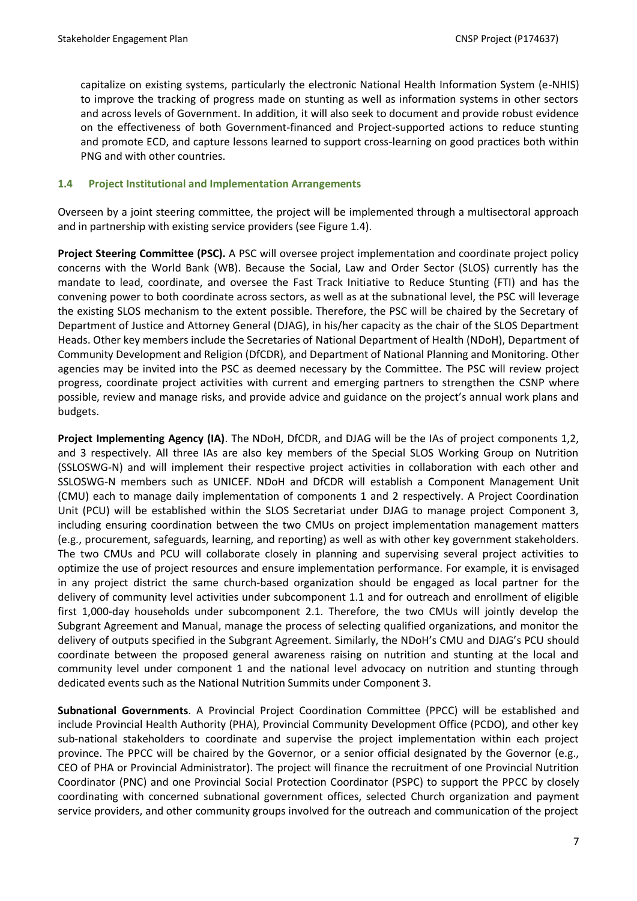capitalize on existing systems, particularly the electronic National Health Information System (e-NHIS) to improve the tracking of progress made on stunting as well as information systems in other sectors and across levels of Government. In addition, it will also seek to document and provide robust evidence on the effectiveness of both Government-financed and Project-supported actions to reduce stunting and promote ECD, and capture lessons learned to support cross-learning on good practices both within PNG and with other countries.

### 1.4 Project Institutional and Implementation Arrangements

Overseen by a joint steering committee, the project will be implemented through a multisectoral approach and in partnership with existing service providers (see Figure 1.4).

**Project Steering Committee (PSC).** A PSC will oversee project implementation and coordinate project policy concerns with the World Bank (WB). Because the Social, Law and Order Sector (SLOS) currently has the mandate to lead, coordinate, and oversee the Fast Track Initiative to Reduce Stunting (FTI) and has the convening power to both coordinate across sectors, as well as at the subnational level, the PSC will leverage the existing SLOS mechanism to the extent possible. Therefore, the PSC will be chaired by the Secretary of Department of Justice and Attorney General (DJAG), in his/her capacity as the chair of the SLOS Department Heads. Other key members include the Secretaries of National Department of Health (NDoH), Department of Community Development and Religion (DfCDR), and Department of National Planning and Monitoring. Other agencies may be invited into the PSC as deemed necessary by the Committee. The PSC will review project progress, coordinate project activities with current and emerging partners to strengthen the CSNP where possible, review and manage risks, and provide advice and guidance on the project's annual work plans and budgets.

**Project Implementing Agency (IA)**. The NDoH, DfCDR, and DJAG will be the IAs of project components 1,2, and 3 respectively. All three IAs are also key members of the Special SLOS Working Group on Nutrition (SSLOSWG-N) and will implement their respective project activities in collaboration with each other and SSLOSWG-N members such as UNICEF. NDoH and DfCDR will establish a Component Management Unit (CMU) each to manage daily implementation of components 1 and 2 respectively. A Project Coordination Unit (PCU) will be established within the SLOS Secretariat under DJAG to manage project Component 3, including ensuring coordination between the two CMUs on project implementation management matters (e.g., procurement, safeguards, learning, and reporting) as well as with other key government stakeholders. The two CMUs and PCU will collaborate closely in planning and supervising several project activities to optimize the use of project resources and ensure implementation performance. For example, it is envisaged in any project district the same church-based organization should be engaged as local partner for the delivery of community level activities under subcomponent 1.1 and for outreach and enrollment of eligible first 1,000-day households under subcomponent 2.1. Therefore, the two CMUs will jointly develop the Subgrant Agreement and Manual, manage the process of selecting qualified organizations, and monitor the delivery of outputs specified in the Subgrant Agreement. Similarly, the NDoH's CMU and DJAG's PCU should coordinate between the proposed general awareness raising on nutrition and stunting at the local and community level under component 1 and the national level advocacy on nutrition and stunting through dedicated events such as the National Nutrition Summits under Component 3.

**Subnational Governments**. A Provincial Project Coordination Committee (PPCC) will be established and include Provincial Health Authority (PHA), Provincial Community Development Office (PCDO), and other key sub-national stakeholders to coordinate and supervise the project implementation within each project province. The PPCC will be chaired by the Governor, or a senior official designated by the Governor (e.g., CEO of PHA or Provincial Administrator). The project will finance the recruitment of one Provincial Nutrition Coordinator (PNC) and one Provincial Social Protection Coordinator (PSPC) to support the PPCC by closely coordinating with concerned subnational government offices, selected Church organization and payment service providers, and other community groups involved for the outreach and communication of the project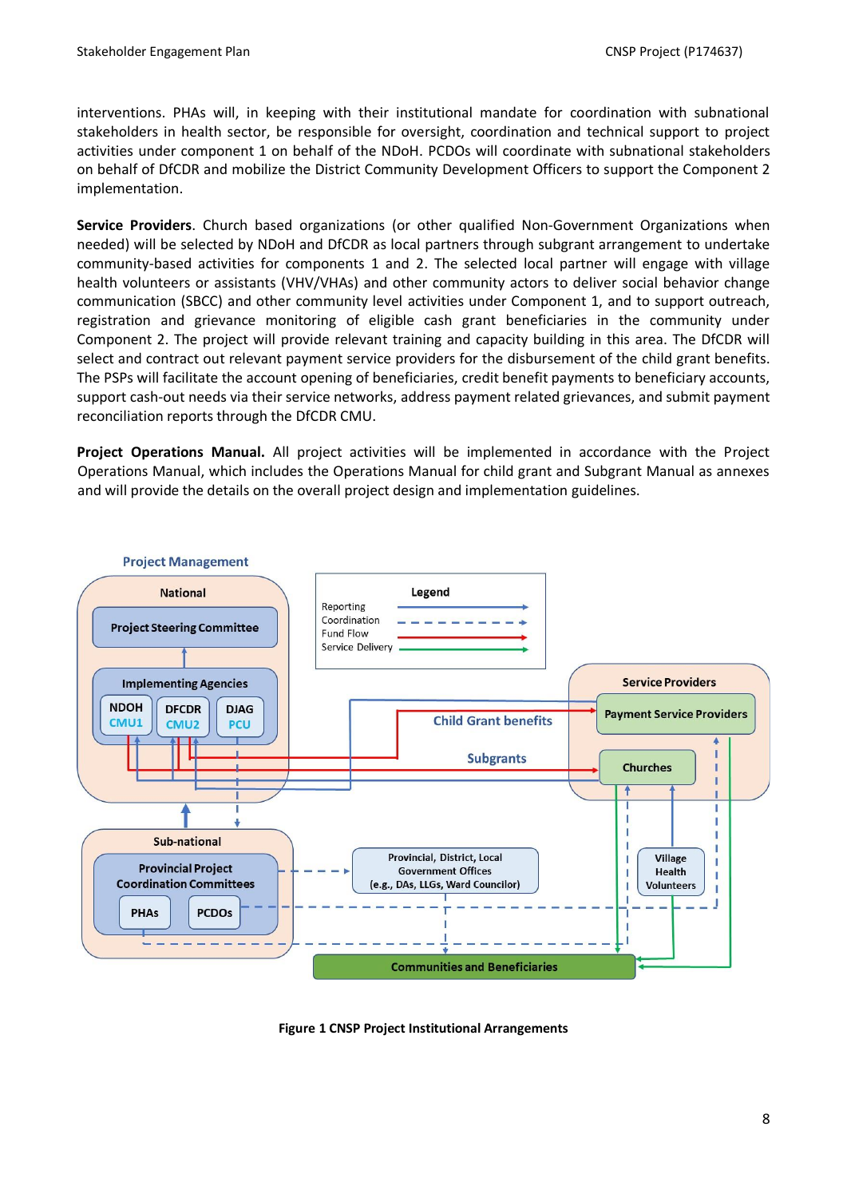interventions. PHAs will, in keeping with their institutional mandate for coordination with subnational stakeholders in health sector, be responsible for oversight, coordination and technical support to project activities under component 1 on behalf of the NDoH. PCDOs will coordinate with subnational stakeholders on behalf of DfCDR and mobilize the District Community Development Officers to support the Component 2 implementation.

**Service Providers**. Church based organizations (or other qualified Non-Government Organizations when needed) will be selected by NDoH and DfCDR as local partners through subgrant arrangement to undertake community-based activities for components 1 and 2. The selected local partner will engage with village health volunteers or assistants (VHV/VHAs) and other community actors to deliver social behavior change communication (SBCC) and other community level activities under Component 1, and to support outreach, registration and grievance monitoring of eligible cash grant beneficiaries in the community under Component 2. The project will provide relevant training and capacity building in this area. The DfCDR will select and contract out relevant payment service providers for the disbursement of the child grant benefits. The PSPs will facilitate the account opening of beneficiaries, credit benefit payments to beneficiary accounts, support cash-out needs via their service networks, address payment related grievances, and submit payment reconciliation reports through the DfCDR CMU.

**Project Operations Manual.** All project activities will be implemented in accordance with the Project Operations Manual, which includes the Operations Manual for child grant and Subgrant Manual as annexes and will provide the details on the overall project design and implementation guidelines.

**Figure 1 CNSP Project Institutional Arrangements**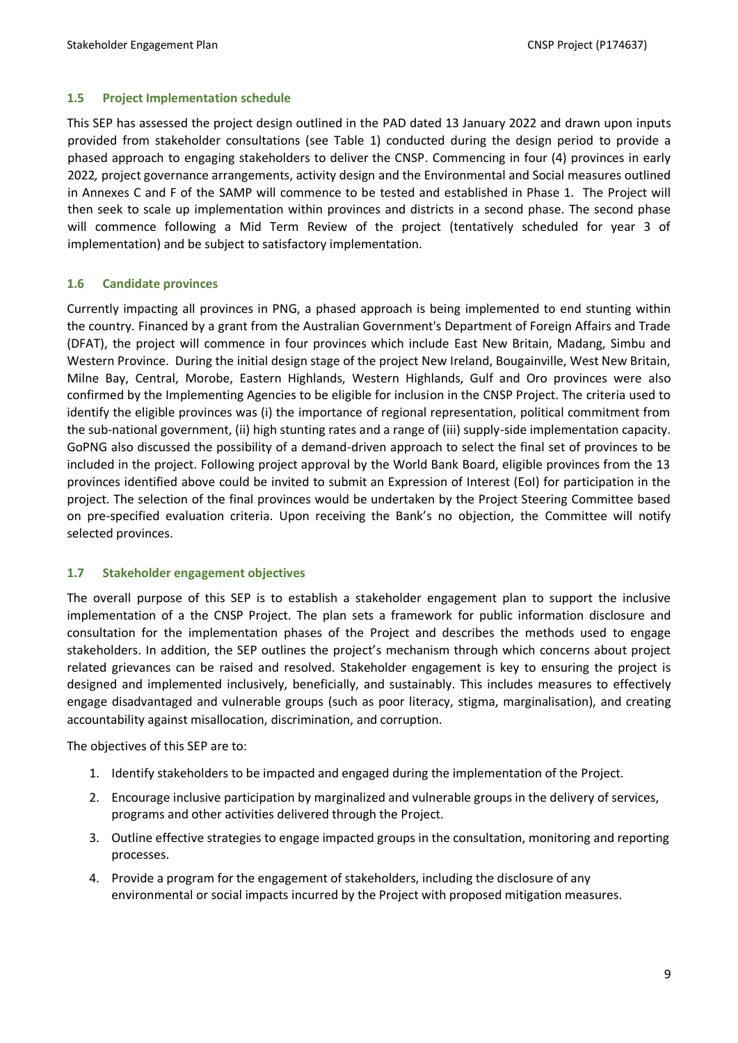### 1.5 Project Implementation schedule

This SEP has assessed the project design outlined in the PAD dated 13 January 2022 and drawn upon inputs provided from stakeholder consultations (see Table 1) conducted during the design period to provide a phased approach to engaging stakeholders to deliver the CNSP. Commencing in four (4) provinces in early 2022*,* project governance arrangements, activity design and the Environmental and Social measures outlined in Annexes C and F of the SAMP will commence to be tested and established in Phase 1. The Project will then seek to scale up implementation within provinces and districts in a second phase. The second phase will commence following a Mid Term Review of the project (tentatively scheduled for year 3 of implementation) and be subject to satisfactory implementation.

### 1.6 Candidate provinces

Currently impacting all provinces in PNG, a phased approach is being implemented to end stunting within the country. Financed by a grant from the Australian Government's Department of Foreign Affairs and Trade (DFAT), the project will commence in four provinces which include East New Britain, Madang, Simbu and Western Province. During the initial design stage of the project New Ireland, Bougainville, West New Britain, Milne Bay, Central, Morobe, Eastern Highlands, Western Highlands, Gulf and Oro provinces were also confirmed by the Implementing Agencies to be eligible for inclusion in the CNSP Project. The criteria used to identify the eligible provinces was (i) the importance of regional representation, political commitment from the sub-national government, (ii) high stunting rates and a range of (iii) supply-side implementation capacity. GoPNG also discussed the possibility of a demand-driven approach to select the final set of provinces to be included in the project. Following project approval by the World Bank Board, eligible provinces from the 13 provinces identified above could be invited to submit an Expression of Interest (EoI) for participation in the project. The selection of the final provinces would be undertaken by the Project Steering Committee based on pre-specified evaluation criteria. Upon receiving the Bank's no objection, the Committee will notify selected provinces.

### 1.7 Stakeholder engagement objectives

The overall purpose of this SEP is to establish a stakeholder engagement plan to support the inclusive implementation of a the CNSP Project. The plan sets a framework for public information disclosure and consultation for the implementation phases of the Project and describes the methods used to engage stakeholders. In addition, the SEP outlines the project's mechanism through which concerns about project related grievances can be raised and resolved. Stakeholder engagement is key to ensuring the project is designed and implemented inclusively, beneficially, and sustainably. This includes measures to effectively engage disadvantaged and vulnerable groups (such as poor literacy, stigma, marginalisation), and creating accountability against misallocation, discrimination, and corruption.

The objectives of this SEP are to:

1. Identify stakeholders to be impacted and engaged during the implementation of the Project.
2. Encourage inclusive participation by marginalized and vulnerable groups in the delivery of services, programs and other activities delivered through the Project.
3. Outline effective strategies to engage impacted groups in the consultation, monitoring and reporting processes.
4. Provide a program for the engagement of stakeholders, including the disclosure of any environmental or social impacts incurred by the Project with proposed mitigation measures.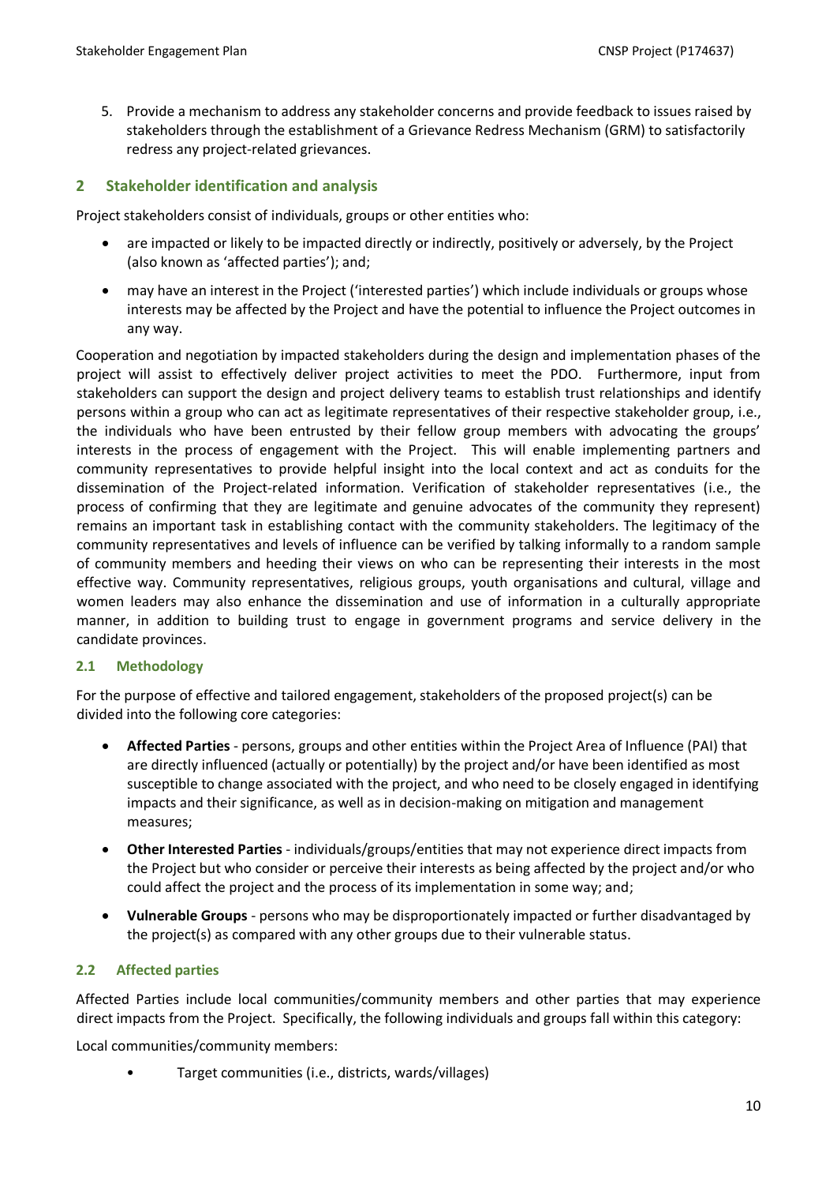5. Provide a mechanism to address any stakeholder concerns and provide feedback to issues raised by stakeholders through the establishment of a Grievance Redress Mechanism (GRM) to satisfactorily redress any project-related grievances.

## 2 Stakeholder identification and analysis

Project stakeholders consist of individuals, groups or other entities who:

- are impacted or likely to be impacted directly or indirectly, positively or adversely, by the Project (also known as 'affected parties'); and;
- may have an interest in the Project ('interested parties') which include individuals or groups whose interests may be affected by the Project and have the potential to influence the Project outcomes in any way.

Cooperation and negotiation by impacted stakeholders during the design and implementation phases of the project will assist to effectively deliver project activities to meet the PDO. Furthermore, input from stakeholders can support the design and project delivery teams to establish trust relationships and identify persons within a group who can act as legitimate representatives of their respective stakeholder group, i.e., the individuals who have been entrusted by their fellow group members with advocating the groups' interests in the process of engagement with the Project. This will enable implementing partners and community representatives to provide helpful insight into the local context and act as conduits for the dissemination of the Project-related information. Verification of stakeholder representatives (i.e., the process of confirming that they are legitimate and genuine advocates of the community they represent) remains an important task in establishing contact with the community stakeholders. The legitimacy of the community representatives and levels of influence can be verified by talking informally to a random sample of community members and heeding their views on who can be representing their interests in the most effective way. Community representatives, religious groups, youth organisations and cultural, village and women leaders may also enhance the dissemination and use of information in a culturally appropriate manner, in addition to building trust to engage in government programs and service delivery in the candidate provinces.

### 2.1 Methodology

For the purpose of effective and tailored engagement, stakeholders of the proposed project(s) can be divided into the following core categories:

- **Affected Parties** - persons, groups and other entities within the Project Area of Influence (PAI) that are directly influenced (actually or potentially) by the project and/or have been identified as most susceptible to change associated with the project, and who need to be closely engaged in identifying impacts and their significance, as well as in decision-making on mitigation and management measures;
- **Other Interested Parties** - individuals/groups/entities that may not experience direct impacts from the Project but who consider or perceive their interests as being affected by the project and/or who could affect the project and the process of its implementation in some way; and;
- **Vulnerable Groups** - persons who may be disproportionately impacted or further disadvantaged by the project(s) as compared with any other groups due to their vulnerable status.

### 2.2 Affected parties

Affected Parties include local communities/community members and other parties that may experience direct impacts from the Project. Specifically, the following individuals and groups fall within this category:

Local communities/community members:

- Target communities (i.e., districts, wards/villages)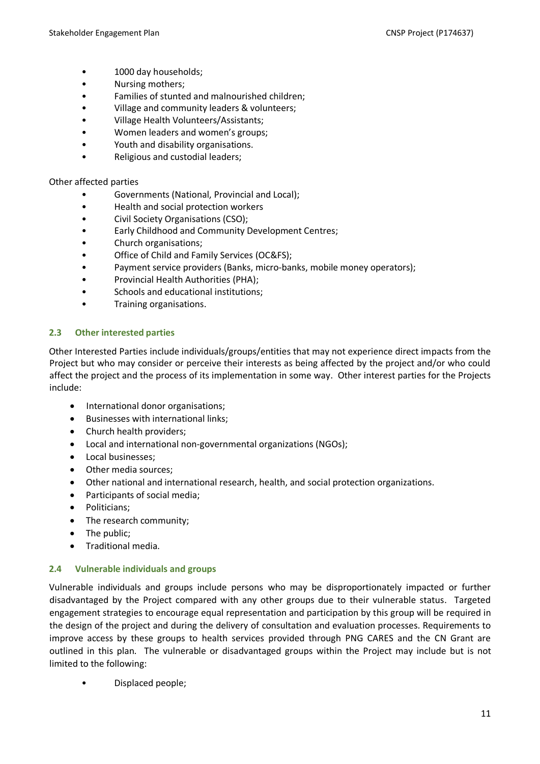- 1000 day households;
- Nursing mothers;
- Families of stunted and malnourished children;
- Village and community leaders & volunteers;
- Village Health Volunteers/Assistants;
- Women leaders and women's groups;
- Youth and disability organisations.
- Religious and custodial leaders;

Other affected parties

- Governments (National, Provincial and Local);
- Health and social protection workers
- Civil Society Organisations (CSO);
- Early Childhood and Community Development Centres;
- Church organisations;
- Office of Child and Family Services (OC&FS);
- Payment service providers (Banks, micro-banks, mobile money operators);
- Provincial Health Authorities (PHA);
- Schools and educational institutions;
- Training organisations.

### 2.3 Other interested parties

Other Interested Parties include individuals/groups/entities that may not experience direct impacts from the Project but who may consider or perceive their interests as being affected by the project and/or who could affect the project and the process of its implementation in some way. Other interest parties for the Projects include:

- International donor organisations;
- Businesses with international links;
- Church health providers;
- Local and international non-governmental organizations (NGOs);
- Local businesses;
- Other media sources;
- Other national and international research, health, and social protection organizations.
- Participants of social media;
- Politicians;
- The research community;
- The public;
- Traditional media.

### 2.4 Vulnerable individuals and groups

Vulnerable individuals and groups include persons who may be disproportionately impacted or further disadvantaged by the Project compared with any other groups due to their vulnerable status. Targeted engagement strategies to encourage equal representation and participation by this group will be required in the design of the project and during the delivery of consultation and evaluation processes. Requirements to improve access by these groups to health services provided through PNG CARES and the CN Grant are outlined in this plan. The vulnerable or disadvantaged groups within the Project may include but is not limited to the following:

- Displaced people;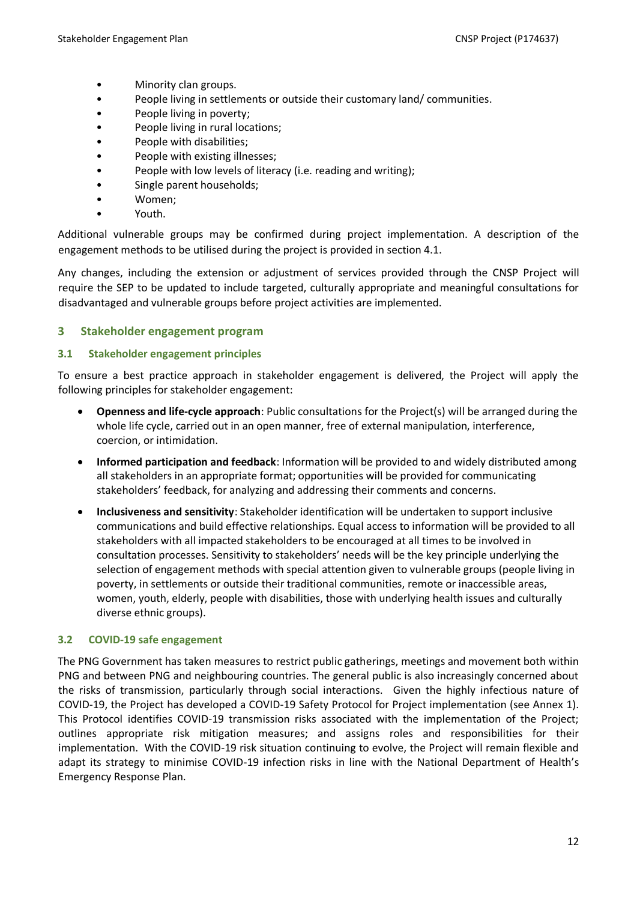- Minority clan groups.
- People living in settlements or outside their customary land/ communities.
- People living in poverty;
- People living in rural locations;
- People with disabilities;
- People with existing illnesses;
- People with low levels of literacy (i.e. reading and writing);
- Single parent households;
- Women;
- Youth.

Additional vulnerable groups may be confirmed during project implementation. A description of the engagement methods to be utilised during the project is provided in section 4.1.

Any changes, including the extension or adjustment of services provided through the CNSP Project will require the SEP to be updated to include targeted, culturally appropriate and meaningful consultations for disadvantaged and vulnerable groups before project activities are implemented.

# 3 Stakeholder engagement program

## 3.1 Stakeholder engagement principles

To ensure a best practice approach in stakeholder engagement is delivered, the Project will apply the following principles for stakeholder engagement:

- **Openness and life-cycle approach**: Public consultations for the Project(s) will be arranged during the whole life cycle, carried out in an open manner, free of external manipulation, interference, coercion, or intimidation.
- **Informed participation and feedback**: Information will be provided to and widely distributed among all stakeholders in an appropriate format; opportunities will be provided for communicating stakeholders' feedback, for analyzing and addressing their comments and concerns.
- **Inclusiveness and sensitivity**: Stakeholder identification will be undertaken to support inclusive communications and build effective relationships. Equal access to information will be provided to all stakeholders with all impacted stakeholders to be encouraged at all times to be involved in consultation processes. Sensitivity to stakeholders' needs will be the key principle underlying the selection of engagement methods with special attention given to vulnerable groups (people living in poverty, in settlements or outside their traditional communities, remote or inaccessible areas, women, youth, elderly, people with disabilities, those with underlying health issues and culturally diverse ethnic groups).

## 3.2 COVID-19 safe engagement

The PNG Government has taken measures to restrict public gatherings, meetings and movement both within PNG and between PNG and neighbouring countries. The general public is also increasingly concerned about the risks of transmission, particularly through social interactions. Given the highly infectious nature of COVID-19, the Project has developed a COVID-19 Safety Protocol for Project implementation (see Annex 1). This Protocol identifies COVID-19 transmission risks associated with the implementation of the Project; outlines appropriate risk mitigation measures; and assigns roles and responsibilities for their implementation. With the COVID-19 risk situation continuing to evolve, the Project will remain flexible and adapt its strategy to minimise COVID-19 infection risks in line with the National Department of Health's Emergency Response Plan.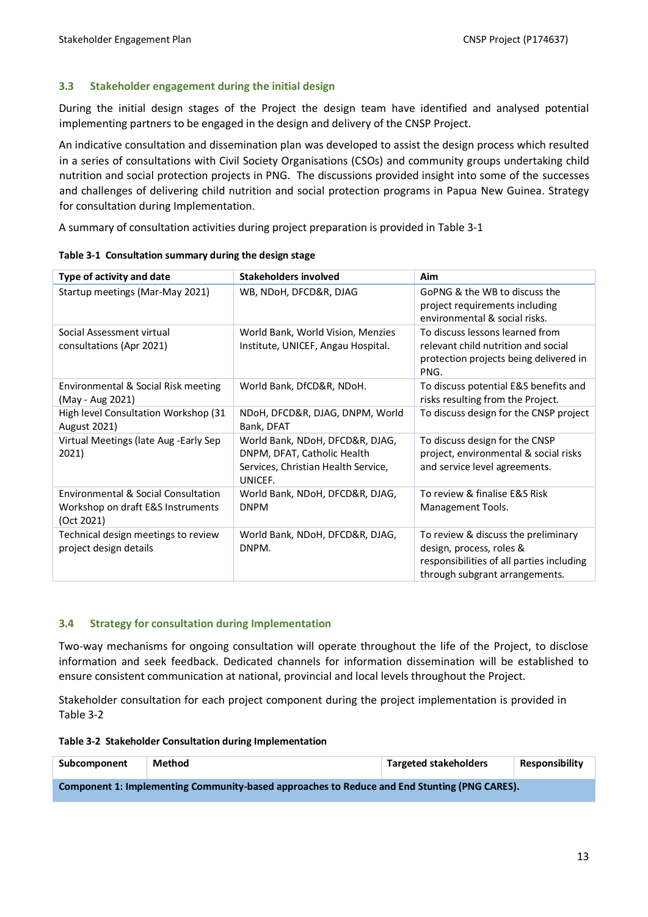### 3.3 Stakeholder engagement during the initial design

During the initial design stages of the Project the design team have identified and analysed potential implementing partners to be engaged in the design and delivery of the CNSP Project.

An indicative consultation and dissemination plan was developed to assist the design process which resulted in a series of consultations with Civil Society Organisations (CSOs) and community groups undertaking child nutrition and social protection projects in PNG. The discussions provided insight into some of the successes and challenges of delivering child nutrition and social protection programs in Papua New Guinea. Strategy for consultation during Implementation.

A summary of consultation activities during project preparation is provided in Table 3-1

**Table 3-1 Consultation summary during the design stage**

| Type of activity and date | Stakeholders involved | Aim |
|---|---|---|
| Startup meetings (Mar-May 2021) | WB, NDoH, DFCD&R, DJAG | GoPNG & the WB to discuss the project requirements including environmental & social risks. |
| Social Assessment virtual consultations (Apr 2021) | World Bank, World Vision, Menzies Institute, UNICEF, Angau Hospital. | To discuss lessons learned from relevant child nutrition and social protection projects being delivered in PNG. |
| Environmental & Social Risk meeting (May - Aug 2021) | World Bank, DfCD&R, NDoH. | To discuss potential E&S benefits and risks resulting from the Project. |
| High level Consultation Workshop (31 August 2021) | NDoH, DFCD&R, DJAG, DNPM, World Bank, DFAT | To discuss design for the CNSP project |
| Virtual Meetings (late Aug -Early Sep 2021) | World Bank, NDoH, DFCD&R, DJAG, DNPM, DFAT, Catholic Health Services, Christian Health Service, UNICEF. | To discuss design for the CNSP project, environmental & social risks and service level agreements. |
| Environmental & Social Consultation Workshop on draft E&S Instruments (Oct 2021) | World Bank, NDoH, DFCD&R, DJAG, DNPM | To review & finalise E&S Risk Management Tools. |
| Technical design meetings to review project design details | World Bank, NDoH, DFCD&R, DJAG, DNPM. | To review & discuss the preliminary design, process, roles & responsibilities of all parties including through subgrant arrangements. |

### 3.4 Strategy for consultation during Implementation

Two-way mechanisms for ongoing consultation will operate throughout the life of the Project, to disclose information and seek feedback. Dedicated channels for information dissemination will be established to ensure consistent communication at national, provincial and local levels throughout the Project.

Stakeholder consultation for each project component during the project implementation is provided in Table 3-2

**Table 3-2 Stakeholder Consultation during Implementation**

| Subcomponent | Method | Targeted stakeholders | Responsibility |
|---|---|---|---|
| **Component 1: Implementing Community-based approaches to Reduce and End Stunting (PNG CARES).** | | | |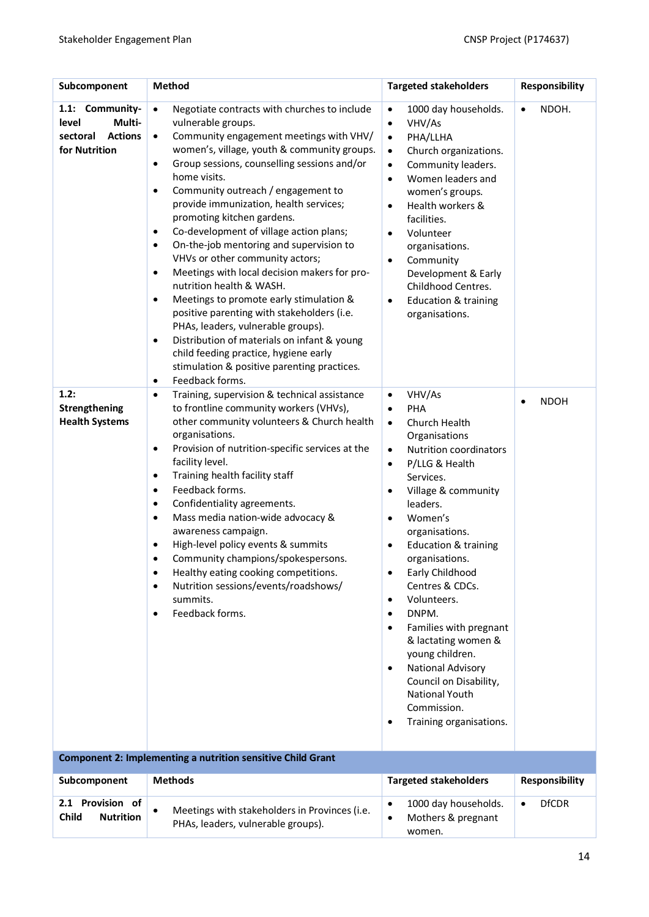| Subcomponent | Method | Targeted stakeholders | Responsibility |
|---|---|---|---|
| **1.1: Community-level Multi-sectoral Actions for Nutrition** | • Negotiate contracts with churches to include vulnerable groups.<br>• Community engagement meetings with VHV/ women's, village, youth & community groups.<br>• Group sessions, counselling sessions and/or home visits.<br>• Community outreach / engagement to provide immunization, health services; promoting kitchen gardens.<br>• Co-development of village action plans;<br>• On-the-job mentoring and supervision to VHVs or other community actors;<br>• Meetings with local decision makers for pro-nutrition health & WASH.<br>• Meetings to promote early stimulation & positive parenting with stakeholders (i.e. PHAs, leaders, vulnerable groups).<br>• Distribution of materials on infant & young child feeding practice, hygiene early stimulation & positive parenting practices.<br>• Feedback forms. | • 1000 day households.<br>• VHV/As<br>• PHA/LLHA<br>• Church organizations.<br>• Community leaders.<br>• Women leaders and women's groups.<br>• Health workers & facilities.<br>• Volunteer organisations.<br>• Community Development & Early Childhood Centres.<br>• Education & training organisations. | • NDOH. |
| **1.2: Strengthening Health Systems** | • Training, supervision & technical assistance to frontline community workers (VHVs), other community volunteers & Church health organisations.<br>• Provision of nutrition-specific services at the facility level.<br>• Training health facility staff<br>• Feedback forms.<br>• Confidentiality agreements.<br>• Mass media nation-wide advocacy & awareness campaign.<br>• High-level policy events & summits<br>• Community champions/spokespersons.<br>• Healthy eating cooking competitions.<br>• Nutrition sessions/events/roadshows/ summits.<br>• Feedback forms. | • VHV/As<br>• PHA<br>• Church Health Organisations<br>• Nutrition coordinators<br>• P/LLG & Health Services.<br>• Village & community leaders.<br>• Women's organisations.<br>• Education & training organisations.<br>• Early Childhood Centres & CDCs.<br>• Volunteers.<br>• DNPM.<br>• Families with pregnant & lactating women & young children.<br>• National Advisory Council on Disability, National Youth Commission.<br>• Training organisations. | • NDOH |
| **Component 2: Implementing a nutrition sensitive Child Grant** | | | |
| **Subcomponent** | **Methods** | **Targeted stakeholders** | **Responsibility** |
| **2.1 Provision of Child Nutrition** | • Meetings with stakeholders in Provinces (i.e. PHAs, leaders, vulnerable groups). | • 1000 day households.<br>• Mothers & pregnant women. | • DfCDR |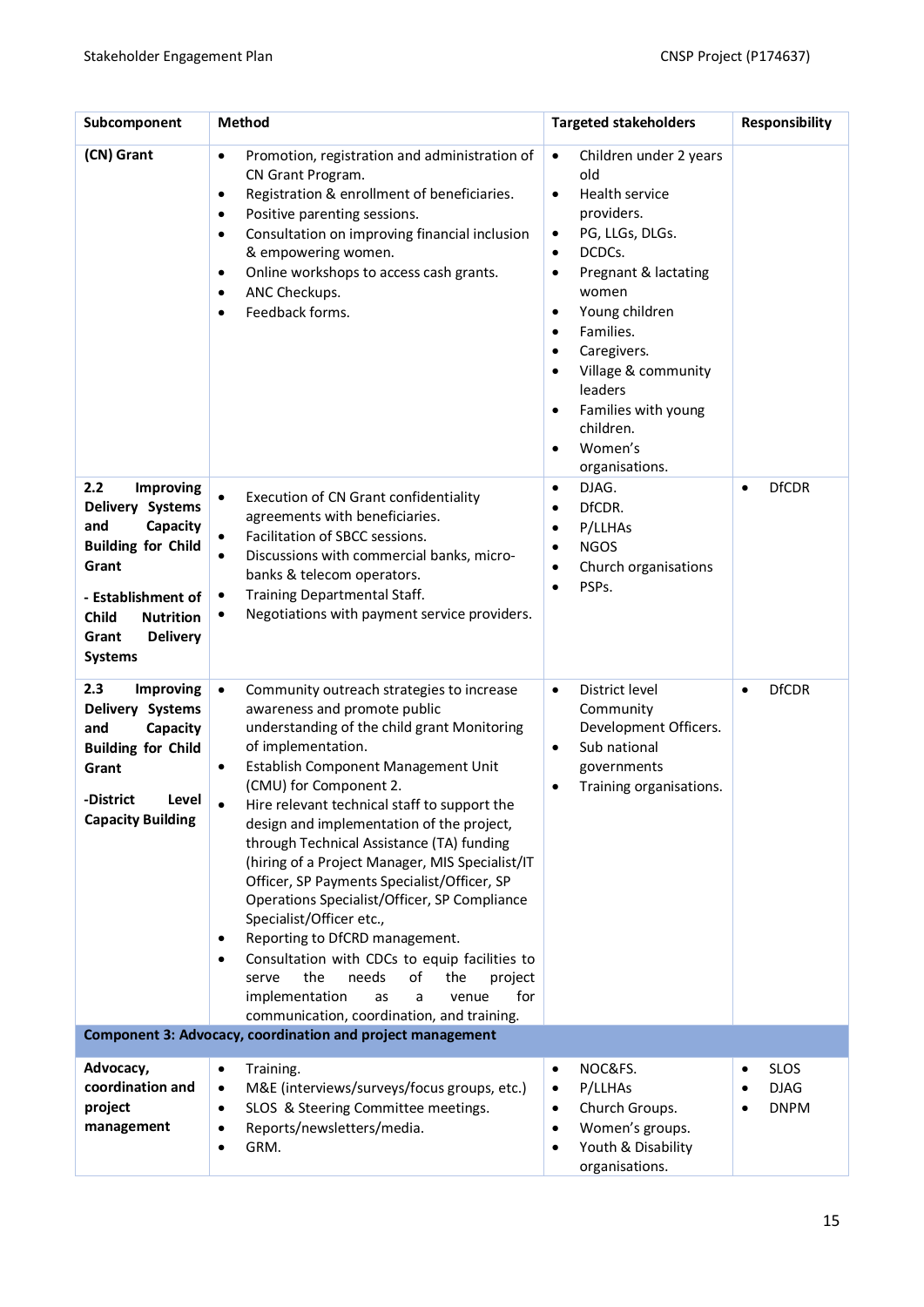| Subcomponent | Method | Targeted stakeholders | Responsibility |
|---|---|---|---|
| **(CN) Grant** | • Promotion, registration and administration of CN Grant Program.<br>• Registration & enrollment of beneficiaries.<br>• Positive parenting sessions.<br>• Consultation on improving financial inclusion & empowering women.<br>• Online workshops to access cash grants.<br>• ANC Checkups.<br>• Feedback forms. | • Children under 2 years old<br>• Health service providers.<br>• PG, LLGs, DLGs.<br>• DCDCs.<br>• Pregnant & lactating women<br>• Young children<br>• Families.<br>• Caregivers.<br>• Village & community leaders<br>• Families with young children.<br>• Women's organisations. | |
| **2.2 Improving Delivery Systems and Capacity Building for Child Grant**<br><br>**- Establishment of Child Nutrition Grant Delivery Systems** | • Execution of CN Grant confidentiality agreements with beneficiaries.<br>• Facilitation of SBCC sessions.<br>• Discussions with commercial banks, micro-banks & telecom operators.<br>• Training Departmental Staff.<br>• Negotiations with payment service providers. | • DJAG.<br>• DfCDR.<br>• P/LLHAs<br>• NGOS<br>• Church organisations<br>• PSPs. | • DfCDR |
| **2.3 Improving Delivery Systems and Capacity Building for Child Grant**<br><br>**-District Level Capacity Building** | • Community outreach strategies to increase awareness and promote public understanding of the child grant Monitoring of implementation.<br>• Establish Component Management Unit (CMU) for Component 2.<br>• Hire relevant technical staff to support the design and implementation of the project, through Technical Assistance (TA) funding (hiring of a Project Manager, MIS Specialist/IT Officer, SP Payments Specialist/Officer, SP Operations Specialist/Officer, SP Compliance Specialist/Officer etc.,<br>• Reporting to DfCRD management.<br>• Consultation with CDCs to equip facilities to serve the needs of the project implementation as a venue for communication, coordination, and training. | • District level Community Development Officers.<br>• Sub national governments<br>• Training organisations. | • DfCDR |
| **Component 3: Advocacy, coordination and project management** | | | |
| **Advocacy, coordination and project management** | • Training.<br>• M&E (interviews/surveys/focus groups, etc.)<br>• SLOS & Steering Committee meetings.<br>• Reports/newsletters/media.<br>• GRM. | • NOC&FS.<br>• P/LLHAs<br>• Church Groups.<br>• Women's groups.<br>• Youth & Disability organisations. | • SLOS<br>• DJAG<br>• DNPM |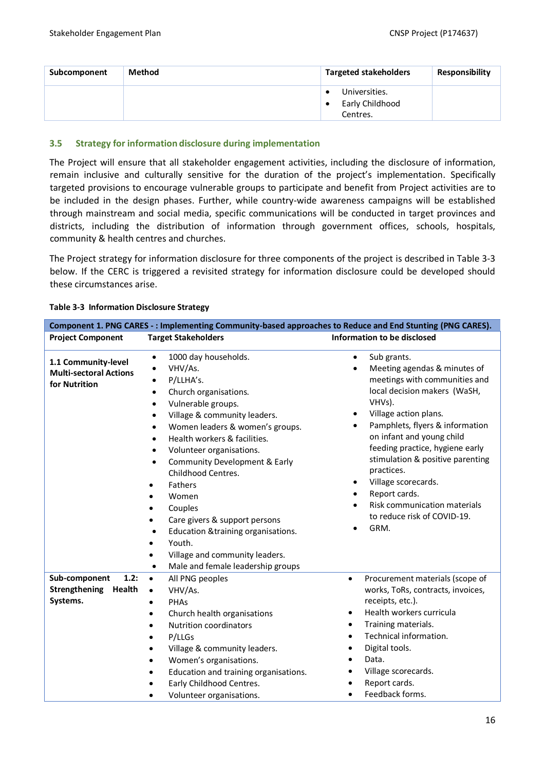| Subcomponent | Method | Targeted stakeholders | Responsibility |
|---|---|---|---|
| | | • Universities.<br>• Early Childhood Centres. | |

### 3.5 Strategy for information disclosure during implementation

The Project will ensure that all stakeholder engagement activities, including the disclosure of information, remain inclusive and culturally sensitive for the duration of the project's implementation. Specifically targeted provisions to encourage vulnerable groups to participate and benefit from Project activities are to be included in the design phases. Further, while country-wide awareness campaigns will be established through mainstream and social media, specific communications will be conducted in target provinces and districts, including the distribution of information through government offices, schools, hospitals, community & health centres and churches.

The Project strategy for information disclosure for three components of the project is described in Table 3-3 below. If the CERC is triggered a revisited strategy for information disclosure could be developed should these circumstances arise.

**Table 3-3 Information Disclosure Strategy**

| Component 1. PNG CARES - : Implementing Community-based approaches to Reduce and End Stunting (PNG CARES). | | |
|---|---|---|
| **Project Component** | **Target Stakeholders** | **Information to be disclosed** |
| **1.1 Community-level Multi-sectoral Actions for Nutrition** | • 1000 day households.<br>• VHV/As.<br>• P/LLHA's.<br>• Church organisations.<br>• Vulnerable groups.<br>• Village & community leaders.<br>• Women leaders & women's groups.<br>• Health workers & facilities.<br>• Volunteer organisations.<br>• Community Development & Early Childhood Centres.<br>• Fathers<br>• Women<br>• Couples<br>• Care givers & support persons<br>• Education &training organisations.<br>• Youth.<br>• Village and community leaders.<br>• Male and female leadership groups | • Sub grants.<br>• Meeting agendas & minutes of meetings with communities and local decision makers (WaSH, VHVs).<br>• Village action plans.<br>• Pamphlets, flyers & information on infant and young child feeding practice, hygiene early stimulation & positive parenting practices.<br>• Village scorecards.<br>• Report cards.<br>• Risk communication materials to reduce risk of COVID-19.<br>• GRM. |
| **Sub-component 1.2: Strengthening Health Systems.** | • All PNG peoples<br>• VHV/As.<br>• PHAs<br>• Church health organisations<br>• Nutrition coordinators<br>• P/LLGs<br>• Village & community leaders.<br>• Women's organisations.<br>• Education and training organisations.<br>• Early Childhood Centres.<br>• Volunteer organisations. | • Procurement materials (scope of works, ToRs, contracts, invoices, receipts, etc.).<br>• Health workers curricula<br>• Training materials.<br>• Technical information.<br>• Digital tools.<br>• Data.<br>• Village scorecards.<br>• Report cards.<br>• Feedback forms. |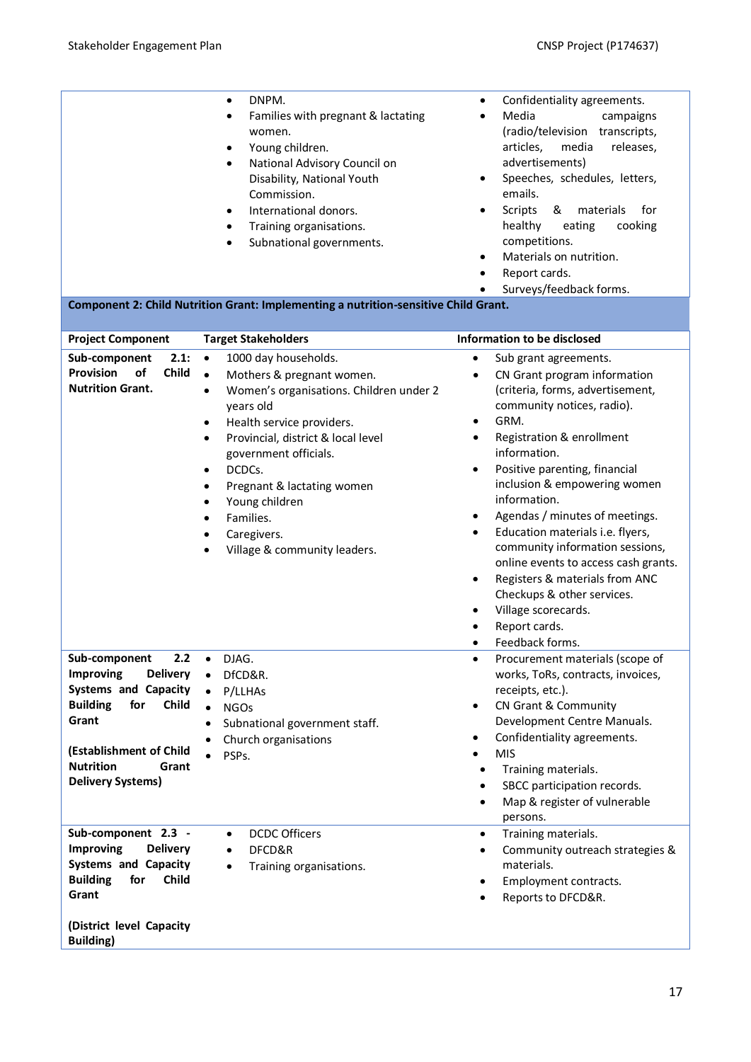| Project Component | Target Stakeholders | Information to be disclosed |
|---|---|---|
| | • DNPM.<br>• Families with pregnant & lactating women.<br>• Young children.<br>• National Advisory Council on Disability, National Youth Commission.<br>• International donors.<br>• Training organisations.<br>• Subnational governments. | • Confidentiality agreements.<br>• Media campaigns (radio/television transcripts, articles, media releases, advertisements)<br>• Speeches, schedules, letters, emails.<br>• Scripts & materials for healthy eating cooking competitions.<br>• Materials on nutrition.<br>• Report cards.<br>• Surveys/feedback forms. |
| **Component 2: Child Nutrition Grant: Implementing a nutrition-sensitive Child Grant.** | | |
| **Project Component** | **Target Stakeholders** | **Information to be disclosed** |
| **Sub-component 2.1: Provision of Child Nutrition Grant.** | • 1000 day households.<br>• Mothers & pregnant women.<br>• Women's organisations. Children under 2 years old<br>• Health service providers.<br>• Provincial, district & local level government officials.<br>• DCDCs.<br>• Pregnant & lactating women<br>• Young children<br>• Families.<br>• Caregivers.<br>• Village & community leaders. | • Sub grant agreements.<br>• CN Grant program information (criteria, forms, advertisement, community notices, radio).<br>• GRM.<br>• Registration & enrollment information.<br>• Positive parenting, financial inclusion & empowering women information.<br>• Agendas / minutes of meetings.<br>• Education materials i.e. flyers, community information sessions, online events to access cash grants.<br>• Registers & materials from ANC Checkups & other services.<br>• Village scorecards.<br>• Report cards.<br>• Feedback forms. |
| **Sub-component 2.2 Improving Delivery Systems and Capacity Building for Child Grant**<br><br>**(Establishment of Child Nutrition Grant Delivery Systems)** | • DJAG.<br>• DfCD&R.<br>• P/LLHAs<br>• NGOs<br>• Subnational government staff.<br>• Church organisations<br>• PSPs. | • Procurement materials (scope of works, ToRs, contracts, invoices, receipts, etc.).<br>• CN Grant & Community Development Centre Manuals.<br>• Confidentiality agreements.<br>• MIS<br>• Training materials.<br>• SBCC participation records.<br>• Map & register of vulnerable persons. |
| **Sub-component 2.3 - Improving Delivery Systems and Capacity Building for Child Grant**<br><br>**(District level Capacity Building)** | • DCDC Officers<br>• DFCD&R<br>• Training organisations. | • Training materials.<br>• Community outreach strategies & materials.<br>• Employment contracts.<br>• Reports to DFCD&R. |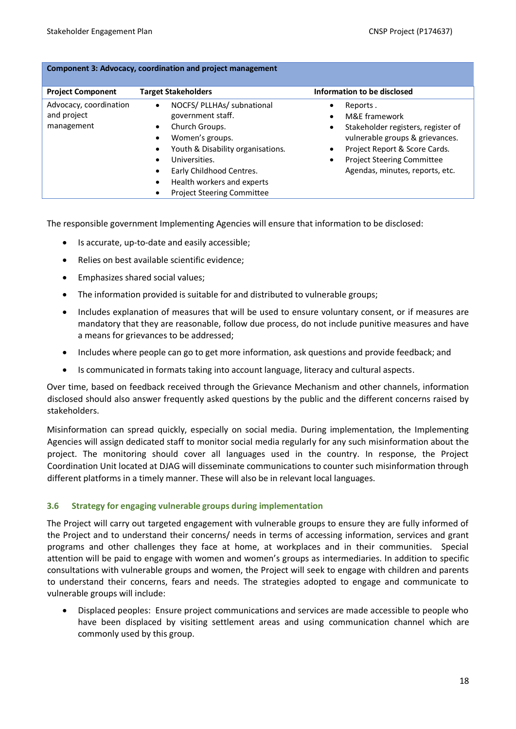| Component 3: Advocacy, coordination and project management | | |
|---|---|---|
| **Project Component** | **Target Stakeholders** | **Information to be disclosed** |
| Advocacy, coordination and project management | • NOCFS/ PLLHAs/ subnational government staff.<br>• Church Groups.<br>• Women's groups.<br>• Youth & Disability organisations.<br>• Universities.<br>• Early Childhood Centres.<br>• Health workers and experts<br>• Project Steering Committee | • Reports .<br>• M&E framework<br>• Stakeholder registers, register of vulnerable groups & grievances.<br>• Project Report & Score Cards.<br>• Project Steering Committee Agendas, minutes, reports, etc. |

The responsible government Implementing Agencies will ensure that information to be disclosed:

- Is accurate, up-to-date and easily accessible;
- Relies on best available scientific evidence;
- Emphasizes shared social values;
- The information provided is suitable for and distributed to vulnerable groups;
- Includes explanation of measures that will be used to ensure voluntary consent, or if measures are mandatory that they are reasonable, follow due process, do not include punitive measures and have a means for grievances to be addressed;
- Includes where people can go to get more information, ask questions and provide feedback; and
- Is communicated in formats taking into account language, literacy and cultural aspects.

Over time, based on feedback received through the Grievance Mechanism and other channels, information disclosed should also answer frequently asked questions by the public and the different concerns raised by stakeholders.

Misinformation can spread quickly, especially on social media. During implementation, the Implementing Agencies will assign dedicated staff to monitor social media regularly for any such misinformation about the project. The monitoring should cover all languages used in the country. In response, the Project Coordination Unit located at DJAG will disseminate communications to counter such misinformation through different platforms in a timely manner. These will also be in relevant local languages.

### 3.6 Strategy for engaging vulnerable groups during implementation

The Project will carry out targeted engagement with vulnerable groups to ensure they are fully informed of the Project and to understand their concerns/ needs in terms of accessing information, services and grant programs and other challenges they face at home, at workplaces and in their communities. Special attention will be paid to engage with women and women's groups as intermediaries. In addition to specific consultations with vulnerable groups and women, the Project will seek to engage with children and parents to understand their concerns, fears and needs. The strategies adopted to engage and communicate to vulnerable groups will include:

- Displaced peoples: Ensure project communications and services are made accessible to people who have been displaced by visiting settlement areas and using communication channel which are commonly used by this group.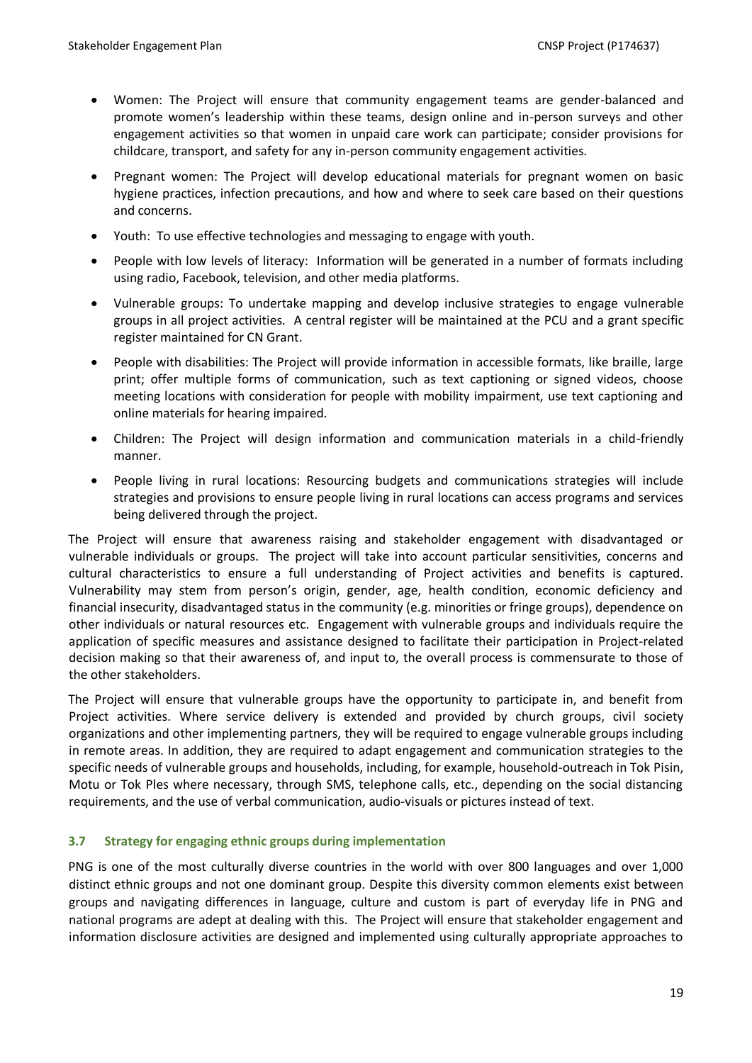- Women: The Project will ensure that community engagement teams are gender-balanced and promote women's leadership within these teams, design online and in-person surveys and other engagement activities so that women in unpaid care work can participate; consider provisions for childcare, transport, and safety for any in-person community engagement activities.
- Pregnant women: The Project will develop educational materials for pregnant women on basic hygiene practices, infection precautions, and how and where to seek care based on their questions and concerns.
- Youth: To use effective technologies and messaging to engage with youth.
- People with low levels of literacy: Information will be generated in a number of formats including using radio, Facebook, television, and other media platforms.
- Vulnerable groups: To undertake mapping and develop inclusive strategies to engage vulnerable groups in all project activities. A central register will be maintained at the PCU and a grant specific register maintained for CN Grant.
- People with disabilities: The Project will provide information in accessible formats, like braille, large print; offer multiple forms of communication, such as text captioning or signed videos, choose meeting locations with consideration for people with mobility impairment, use text captioning and online materials for hearing impaired.
- Children: The Project will design information and communication materials in a child-friendly manner.
- People living in rural locations: Resourcing budgets and communications strategies will include strategies and provisions to ensure people living in rural locations can access programs and services being delivered through the project.

The Project will ensure that awareness raising and stakeholder engagement with disadvantaged or vulnerable individuals or groups. The project will take into account particular sensitivities, concerns and cultural characteristics to ensure a full understanding of Project activities and benefits is captured. Vulnerability may stem from person's origin, gender, age, health condition, economic deficiency and financial insecurity, disadvantaged status in the community (e.g. minorities or fringe groups), dependence on other individuals or natural resources etc. Engagement with vulnerable groups and individuals require the application of specific measures and assistance designed to facilitate their participation in Project-related decision making so that their awareness of, and input to, the overall process is commensurate to those of the other stakeholders.

The Project will ensure that vulnerable groups have the opportunity to participate in, and benefit from Project activities. Where service delivery is extended and provided by church groups, civil society organizations and other implementing partners, they will be required to engage vulnerable groups including in remote areas. In addition, they are required to adapt engagement and communication strategies to the specific needs of vulnerable groups and households, including, for example, household-outreach in Tok Pisin, Motu or Tok Ples where necessary, through SMS, telephone calls, etc., depending on the social distancing requirements, and the use of verbal communication, audio-visuals or pictures instead of text.

### 3.7 Strategy for engaging ethnic groups during implementation

PNG is one of the most culturally diverse countries in the world with over 800 languages and over 1,000 distinct ethnic groups and not one dominant group. Despite this diversity common elements exist between groups and navigating differences in language, culture and custom is part of everyday life in PNG and national programs are adept at dealing with this. The Project will ensure that stakeholder engagement and information disclosure activities are designed and implemented using culturally appropriate approaches to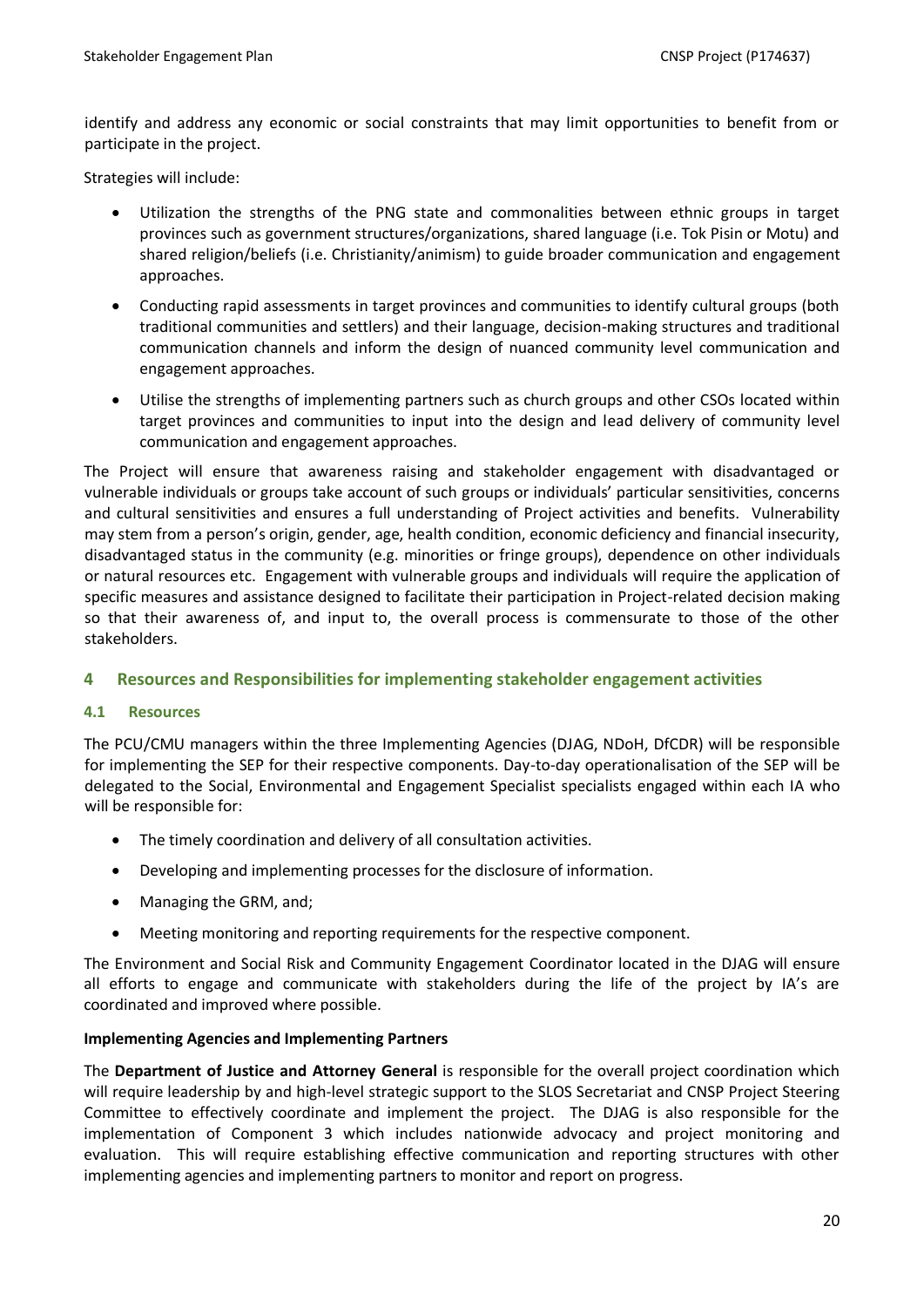identify and address any economic or social constraints that may limit opportunities to benefit from or participate in the project.

Strategies will include:

- Utilization the strengths of the PNG state and commonalities between ethnic groups in target provinces such as government structures/organizations, shared language (i.e. Tok Pisin or Motu) and shared religion/beliefs (i.e. Christianity/animism) to guide broader communication and engagement approaches.
- Conducting rapid assessments in target provinces and communities to identify cultural groups (both traditional communities and settlers) and their language, decision-making structures and traditional communication channels and inform the design of nuanced community level communication and engagement approaches.
- Utilise the strengths of implementing partners such as church groups and other CSOs located within target provinces and communities to input into the design and lead delivery of community level communication and engagement approaches.

The Project will ensure that awareness raising and stakeholder engagement with disadvantaged or vulnerable individuals or groups take account of such groups or individuals' particular sensitivities, concerns and cultural sensitivities and ensures a full understanding of Project activities and benefits. Vulnerability may stem from a person's origin, gender, age, health condition, economic deficiency and financial insecurity, disadvantaged status in the community (e.g. minorities or fringe groups), dependence on other individuals or natural resources etc. Engagement with vulnerable groups and individuals will require the application of specific measures and assistance designed to facilitate their participation in Project-related decision making so that their awareness of, and input to, the overall process is commensurate to those of the other stakeholders.

## 4 Resources and Responsibilities for implementing stakeholder engagement activities

### 4.1 Resources

The PCU/CMU managers within the three Implementing Agencies (DJAG, NDoH, DfCDR) will be responsible for implementing the SEP for their respective components. Day-to-day operationalisation of the SEP will be delegated to the Social, Environmental and Engagement Specialist specialists engaged within each IA who will be responsible for:

- The timely coordination and delivery of all consultation activities.
- Developing and implementing processes for the disclosure of information.
- Managing the GRM, and;
- Meeting monitoring and reporting requirements for the respective component.

The Environment and Social Risk and Community Engagement Coordinator located in the DJAG will ensure all efforts to engage and communicate with stakeholders during the life of the project by IA's are coordinated and improved where possible.

**Implementing Agencies and Implementing Partners**

The **Department of Justice and Attorney General** is responsible for the overall project coordination which will require leadership by and high-level strategic support to the SLOS Secretariat and CNSP Project Steering Committee to effectively coordinate and implement the project. The DJAG is also responsible for the implementation of Component 3 which includes nationwide advocacy and project monitoring and evaluation. This will require establishing effective communication and reporting structures with other implementing agencies and implementing partners to monitor and report on progress.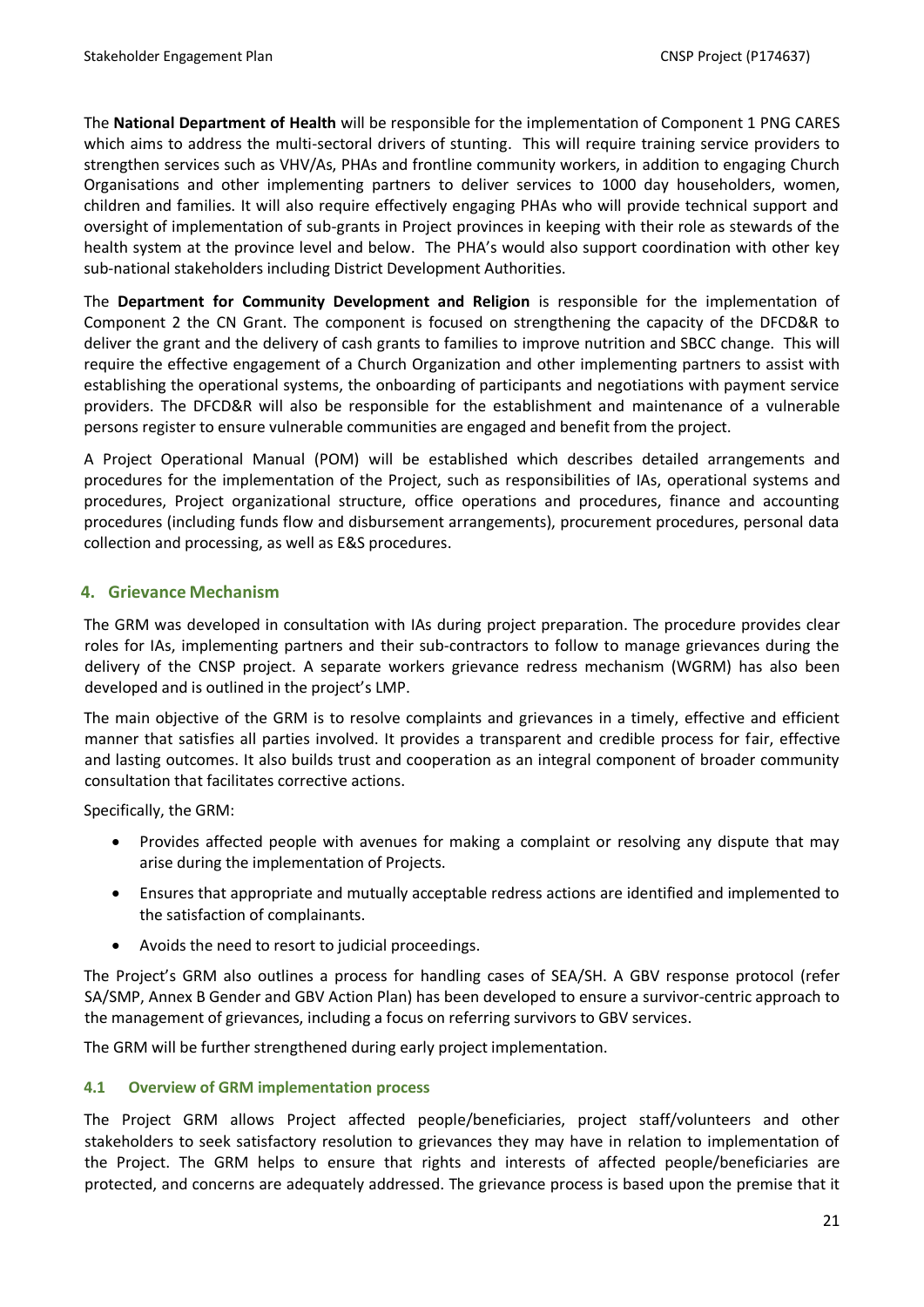The **National Department of Health** will be responsible for the implementation of Component 1 PNG CARES which aims to address the multi-sectoral drivers of stunting. This will require training service providers to strengthen services such as VHV/As, PHAs and frontline community workers, in addition to engaging Church Organisations and other implementing partners to deliver services to 1000 day householders, women, children and families. It will also require effectively engaging PHAs who will provide technical support and oversight of implementation of sub-grants in Project provinces in keeping with their role as stewards of the health system at the province level and below. The PHA's would also support coordination with other key sub-national stakeholders including District Development Authorities.

The **Department for Community Development and Religion** is responsible for the implementation of Component 2 the CN Grant. The component is focused on strengthening the capacity of the DFCD&R to deliver the grant and the delivery of cash grants to families to improve nutrition and SBCC change. This will require the effective engagement of a Church Organization and other implementing partners to assist with establishing the operational systems, the onboarding of participants and negotiations with payment service providers. The DFCD&R will also be responsible for the establishment and maintenance of a vulnerable persons register to ensure vulnerable communities are engaged and benefit from the project.

A Project Operational Manual (POM) will be established which describes detailed arrangements and procedures for the implementation of the Project, such as responsibilities of IAs, operational systems and procedures, Project organizational structure, office operations and procedures, finance and accounting procedures (including funds flow and disbursement arrangements), procurement procedures, personal data collection and processing, as well as E&S procedures.

## 4. Grievance Mechanism

The GRM was developed in consultation with IAs during project preparation. The procedure provides clear roles for IAs, implementing partners and their sub-contractors to follow to manage grievances during the delivery of the CNSP project. A separate workers grievance redress mechanism (WGRM) has also been developed and is outlined in the project's LMP.

The main objective of the GRM is to resolve complaints and grievances in a timely, effective and efficient manner that satisfies all parties involved. It provides a transparent and credible process for fair, effective and lasting outcomes. It also builds trust and cooperation as an integral component of broader community consultation that facilitates corrective actions.

Specifically, the GRM:

- Provides affected people with avenues for making a complaint or resolving any dispute that may arise during the implementation of Projects.
- Ensures that appropriate and mutually acceptable redress actions are identified and implemented to the satisfaction of complainants.
- Avoids the need to resort to judicial proceedings.

The Project's GRM also outlines a process for handling cases of SEA/SH. A GBV response protocol (refer SA/SMP, Annex B Gender and GBV Action Plan) has been developed to ensure a survivor-centric approach to the management of grievances, including a focus on referring survivors to GBV services.

The GRM will be further strengthened during early project implementation.

### 4.1 Overview of GRM implementation process

The Project GRM allows Project affected people/beneficiaries, project staff/volunteers and other stakeholders to seek satisfactory resolution to grievances they may have in relation to implementation of the Project. The GRM helps to ensure that rights and interests of affected people/beneficiaries are protected, and concerns are adequately addressed. The grievance process is based upon the premise that it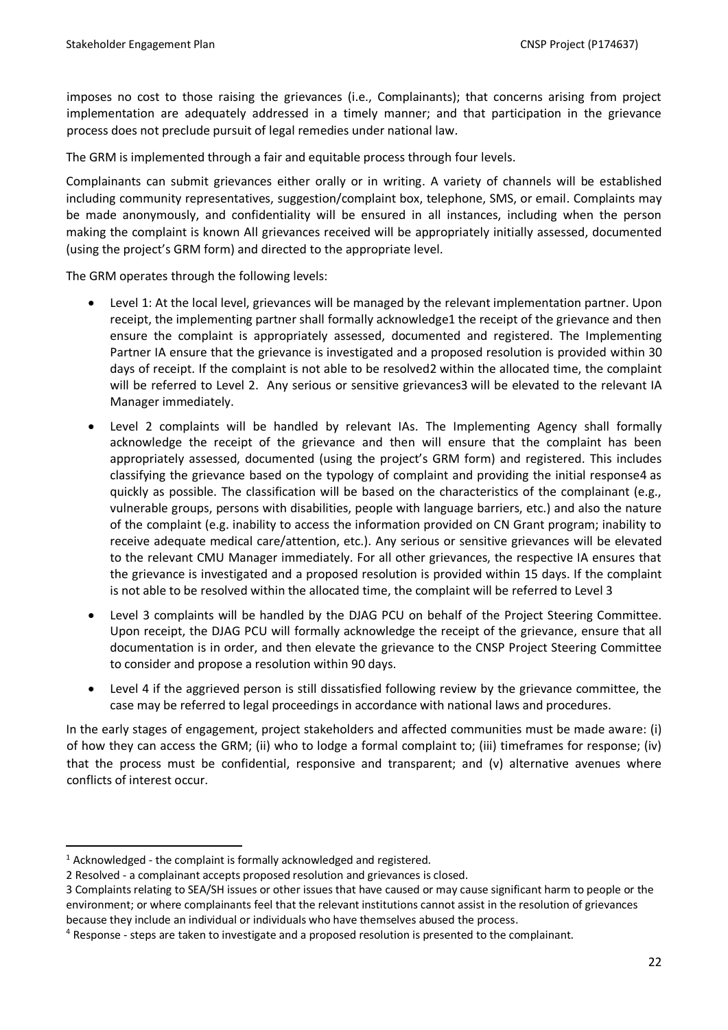imposes no cost to those raising the grievances (i.e., Complainants); that concerns arising from project implementation are adequately addressed in a timely manner; and that participation in the grievance process does not preclude pursuit of legal remedies under national law.

The GRM is implemented through a fair and equitable process through four levels.

Complainants can submit grievances either orally or in writing. A variety of channels will be established including community representatives, suggestion/complaint box, telephone, SMS, or email. Complaints may be made anonymously, and confidentiality will be ensured in all instances, including when the person making the complaint is known All grievances received will be appropriately initially assessed, documented (using the project's GRM form) and directed to the appropriate level.

The GRM operates through the following levels:

- Level 1: At the local level, grievances will be managed by the relevant implementation partner. Upon receipt, the implementing partner shall formally acknowledge[1] the receipt of the grievance and then ensure the complaint is appropriately assessed, documented and registered. The Implementing Partner IA ensure that the grievance is investigated and a proposed resolution is provided within 30 days of receipt. If the complaint is not able to be resolved[2] within the allocated time, the complaint will be referred to Level 2. Any serious or sensitive grievances[3] will be elevated to the relevant IA Manager immediately.
- Level 2 complaints will be handled by relevant IAs. The Implementing Agency shall formally acknowledge the receipt of the grievance and then will ensure that the complaint has been appropriately assessed, documented (using the project's GRM form) and registered. This includes classifying the grievance based on the typology of complaint and providing the initial response[4] as quickly as possible. The classification will be based on the characteristics of the complainant (e.g., vulnerable groups, persons with disabilities, people with language barriers, etc.) and also the nature of the complaint (e.g. inability to access the information provided on CN Grant program; inability to receive adequate medical care/attention, etc.). Any serious or sensitive grievances will be elevated to the relevant CMU Manager immediately. For all other grievances, the respective IA ensures that the grievance is investigated and a proposed resolution is provided within 15 days. If the complaint is not able to be resolved within the allocated time, the complaint will be referred to Level 3
- Level 3 complaints will be handled by the DJAG PCU on behalf of the Project Steering Committee. Upon receipt, the DJAG PCU will formally acknowledge the receipt of the grievance, ensure that all documentation is in order, and then elevate the grievance to the CNSP Project Steering Committee to consider and propose a resolution within 90 days.
- Level 4 if the aggrieved person is still dissatisfied following review by the grievance committee, the case may be referred to legal proceedings in accordance with national laws and procedures.

In the early stages of engagement, project stakeholders and affected communities must be made aware: (i) of how they can access the GRM; (ii) who to lodge a formal complaint to; (iii) timeframes for response; (iv) that the process must be confidential, responsive and transparent; and (v) alternative avenues where conflicts of interest occur.

---

[1] Acknowledged - the complaint is formally acknowledged and registered.

[2] Resolved - a complainant accepts proposed resolution and grievances is closed.

[3] Complaints relating to SEA/SH issues or other issues that have caused or may cause significant harm to people or the environment; or where complainants feel that the relevant institutions cannot assist in the resolution of grievances because they include an individual or individuals who have themselves abused the process.

[4] Response - steps are taken to investigate and a proposed resolution is presented to the complainant.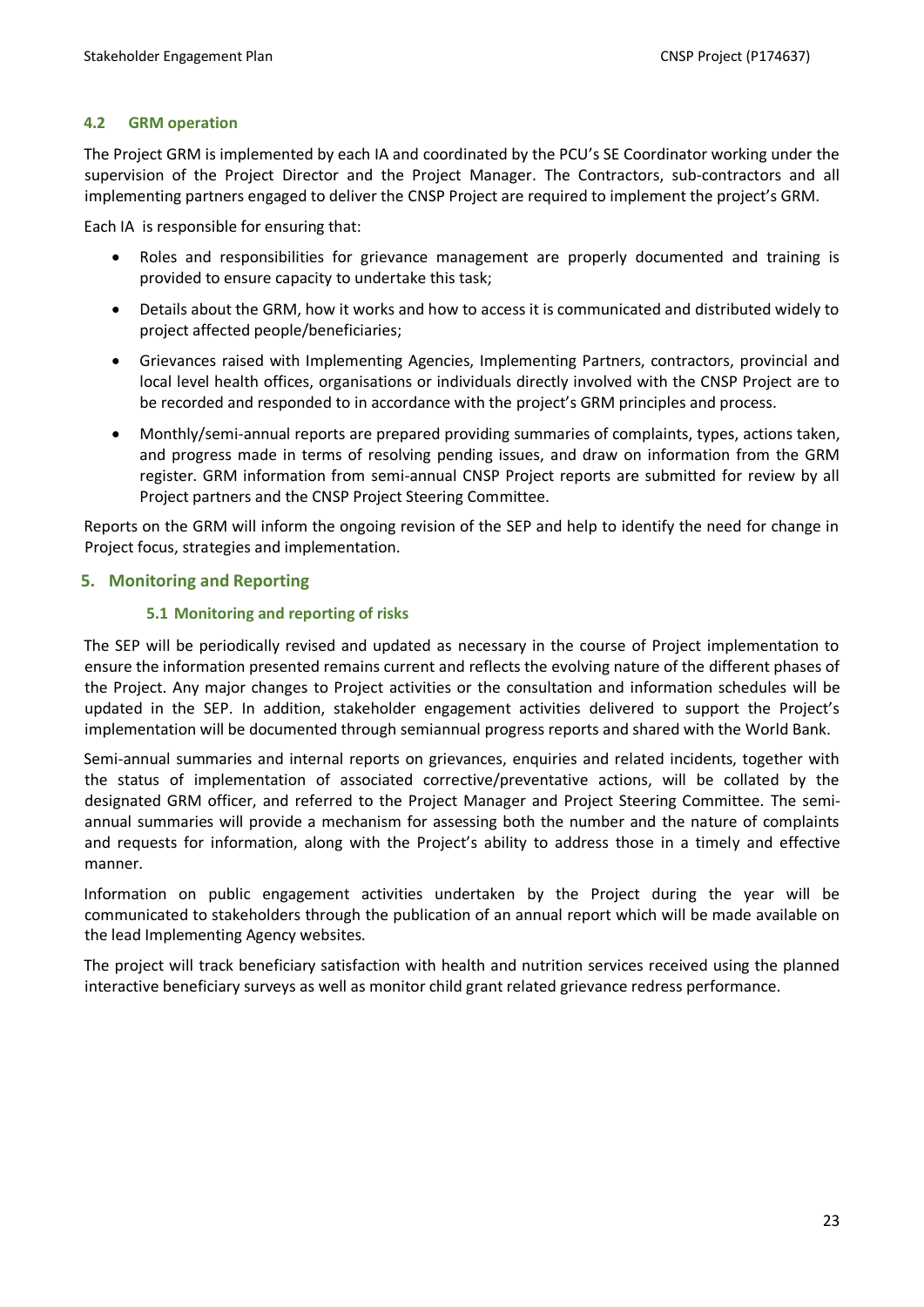### 4.2 GRM operation

The Project GRM is implemented by each IA and coordinated by the PCU's SE Coordinator working under the supervision of the Project Director and the Project Manager. The Contractors, sub-contractors and all implementing partners engaged to deliver the CNSP Project are required to implement the project's GRM.

Each IA is responsible for ensuring that:

- Roles and responsibilities for grievance management are properly documented and training is provided to ensure capacity to undertake this task;
- Details about the GRM, how it works and how to access it is communicated and distributed widely to project affected people/beneficiaries;
- Grievances raised with Implementing Agencies, Implementing Partners, contractors, provincial and local level health offices, organisations or individuals directly involved with the CNSP Project are to be recorded and responded to in accordance with the project's GRM principles and process.
- Monthly/semi-annual reports are prepared providing summaries of complaints, types, actions taken, and progress made in terms of resolving pending issues, and draw on information from the GRM register. GRM information from semi-annual CNSP Project reports are submitted for review by all Project partners and the CNSP Project Steering Committee.

Reports on the GRM will inform the ongoing revision of the SEP and help to identify the need for change in Project focus, strategies and implementation.

## 5. Monitoring and Reporting

### 5.1 Monitoring and reporting of risks

The SEP will be periodically revised and updated as necessary in the course of Project implementation to ensure the information presented remains current and reflects the evolving nature of the different phases of the Project. Any major changes to Project activities or the consultation and information schedules will be updated in the SEP. In addition, stakeholder engagement activities delivered to support the Project's implementation will be documented through semiannual progress reports and shared with the World Bank.

Semi-annual summaries and internal reports on grievances, enquiries and related incidents, together with the status of implementation of associated corrective/preventative actions, will be collated by the designated GRM officer, and referred to the Project Manager and Project Steering Committee. The semi-annual summaries will provide a mechanism for assessing both the number and the nature of complaints and requests for information, along with the Project's ability to address those in a timely and effective manner.

Information on public engagement activities undertaken by the Project during the year will be communicated to stakeholders through the publication of an annual report which will be made available on the lead Implementing Agency websites.

The project will track beneficiary satisfaction with health and nutrition services received using the planned interactive beneficiary surveys as well as monitor child grant related grievance redress performance.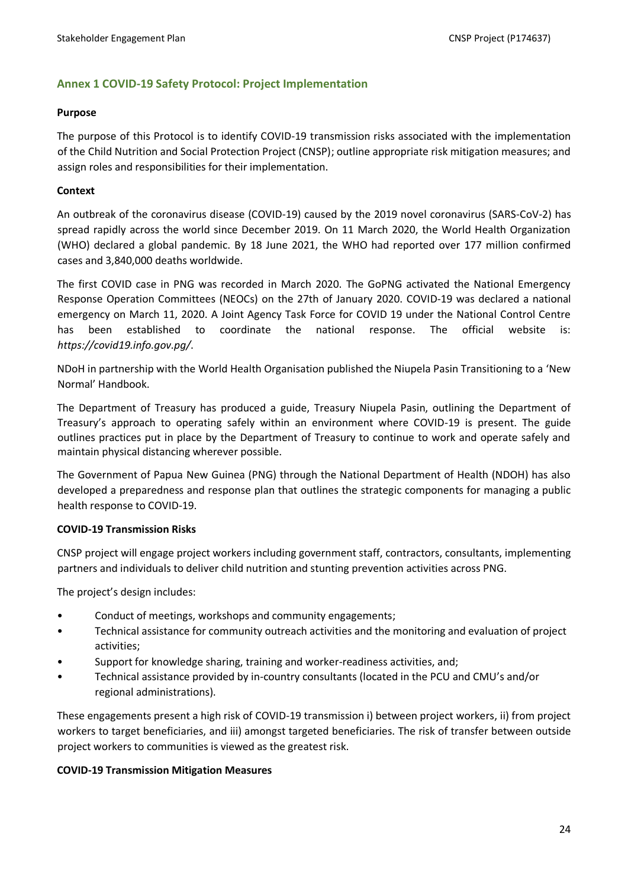## Annex 1 COVID-19 Safety Protocol: Project Implementation

**Purpose**

The purpose of this Protocol is to identify COVID-19 transmission risks associated with the implementation of the Child Nutrition and Social Protection Project (CNSP); outline appropriate risk mitigation measures; and assign roles and responsibilities for their implementation.

**Context**

An outbreak of the coronavirus disease (COVID-19) caused by the 2019 novel coronavirus (SARS-CoV-2) has spread rapidly across the world since December 2019. On 11 March 2020, the World Health Organization (WHO) declared a global pandemic. By 18 June 2021, the WHO had reported over 177 million confirmed cases and 3,840,000 deaths worldwide.

The first COVID case in PNG was recorded in March 2020. The GoPNG activated the National Emergency Response Operation Committees (NEOCs) on the 27th of January 2020. COVID-19 was declared a national emergency on March 11, 2020. A Joint Agency Task Force for COVID 19 under the National Control Centre has been established to coordinate the national response. The official website is: *https://covid19.info.gov.pg/*.

NDoH in partnership with the World Health Organisation published the Niupela Pasin Transitioning to a 'New Normal' Handbook.

The Department of Treasury has produced a guide, Treasury Niupela Pasin, outlining the Department of Treasury's approach to operating safely within an environment where COVID-19 is present. The guide outlines practices put in place by the Department of Treasury to continue to work and operate safely and maintain physical distancing wherever possible.

The Government of Papua New Guinea (PNG) through the National Department of Health (NDOH) has also developed a preparedness and response plan that outlines the strategic components for managing a public health response to COVID-19.

**COVID-19 Transmission Risks**

CNSP project will engage project workers including government staff, contractors, consultants, implementing partners and individuals to deliver child nutrition and stunting prevention activities across PNG.

The project's design includes:

- Conduct of meetings, workshops and community engagements;
- Technical assistance for community outreach activities and the monitoring and evaluation of project activities;
- Support for knowledge sharing, training and worker-readiness activities, and;
- Technical assistance provided by in-country consultants (located in the PCU and CMU's and/or regional administrations).

These engagements present a high risk of COVID-19 transmission i) between project workers, ii) from project workers to target beneficiaries, and iii) amongst targeted beneficiaries. The risk of transfer between outside project workers to communities is viewed as the greatest risk.

**COVID-19 Transmission Mitigation Measures**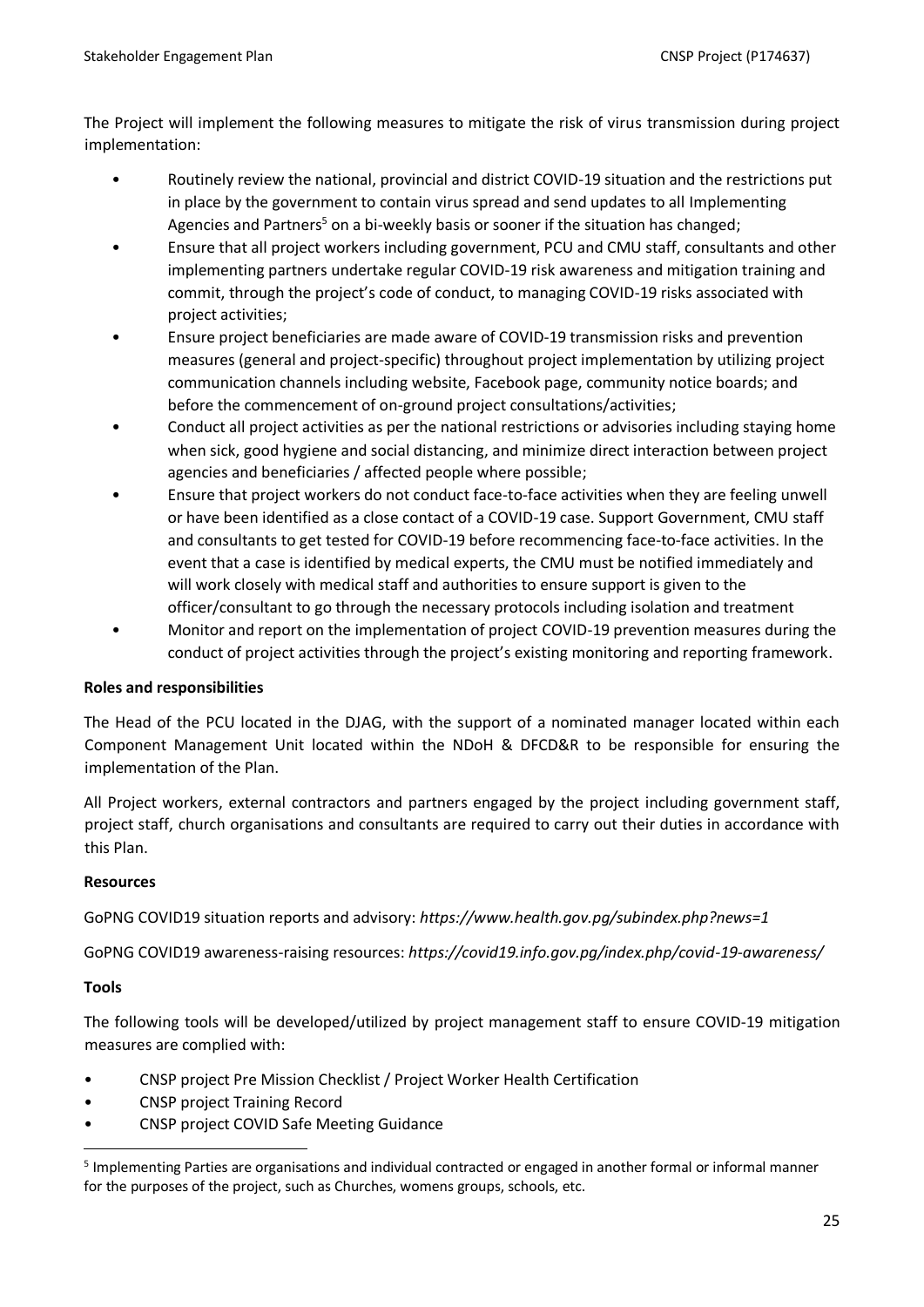The Project will implement the following measures to mitigate the risk of virus transmission during project implementation:

- Routinely review the national, provincial and district COVID-19 situation and the restrictions put in place by the government to contain virus spread and send updates to all Implementing Agencies and Partners[5] on a bi-weekly basis or sooner if the situation has changed;
- Ensure that all project workers including government, PCU and CMU staff, consultants and other implementing partners undertake regular COVID-19 risk awareness and mitigation training and commit, through the project's code of conduct, to managing COVID-19 risks associated with project activities;
- Ensure project beneficiaries are made aware of COVID-19 transmission risks and prevention measures (general and project-specific) throughout project implementation by utilizing project communication channels including website, Facebook page, community notice boards; and before the commencement of on-ground project consultations/activities;
- Conduct all project activities as per the national restrictions or advisories including staying home when sick, good hygiene and social distancing, and minimize direct interaction between project agencies and beneficiaries / affected people where possible;
- Ensure that project workers do not conduct face-to-face activities when they are feeling unwell or have been identified as a close contact of a COVID-19 case. Support Government, CMU staff and consultants to get tested for COVID-19 before recommencing face-to-face activities. In the event that a case is identified by medical experts, the CMU must be notified immediately and will work closely with medical staff and authorities to ensure support is given to the officer/consultant to go through the necessary protocols including isolation and treatment
- Monitor and report on the implementation of project COVID-19 prevention measures during the conduct of project activities through the project's existing monitoring and reporting framework.

**Roles and responsibilities**

The Head of the PCU located in the DJAG, with the support of a nominated manager located within each Component Management Unit located within the NDoH & DFCD&R to be responsible for ensuring the implementation of the Plan.

All Project workers, external contractors and partners engaged by the project including government staff, project staff, church organisations and consultants are required to carry out their duties in accordance with this Plan.

**Resources**

GoPNG COVID19 situation reports and advisory: *https://www.health.gov.pg/subindex.php?news=1*

GoPNG COVID19 awareness-raising resources: *https://covid19.info.gov.pg/index.php/covid-19-awareness/*

**Tools**

The following tools will be developed/utilized by project management staff to ensure COVID-19 mitigation measures are complied with:

- CNSP project Pre Mission Checklist / Project Worker Health Certification
- CNSP project Training Record
- CNSP project COVID Safe Meeting Guidance

[5] Implementing Parties are organisations and individual contracted or engaged in another formal or informal manner for the purposes of the project, such as Churches, womens groups, schools, etc.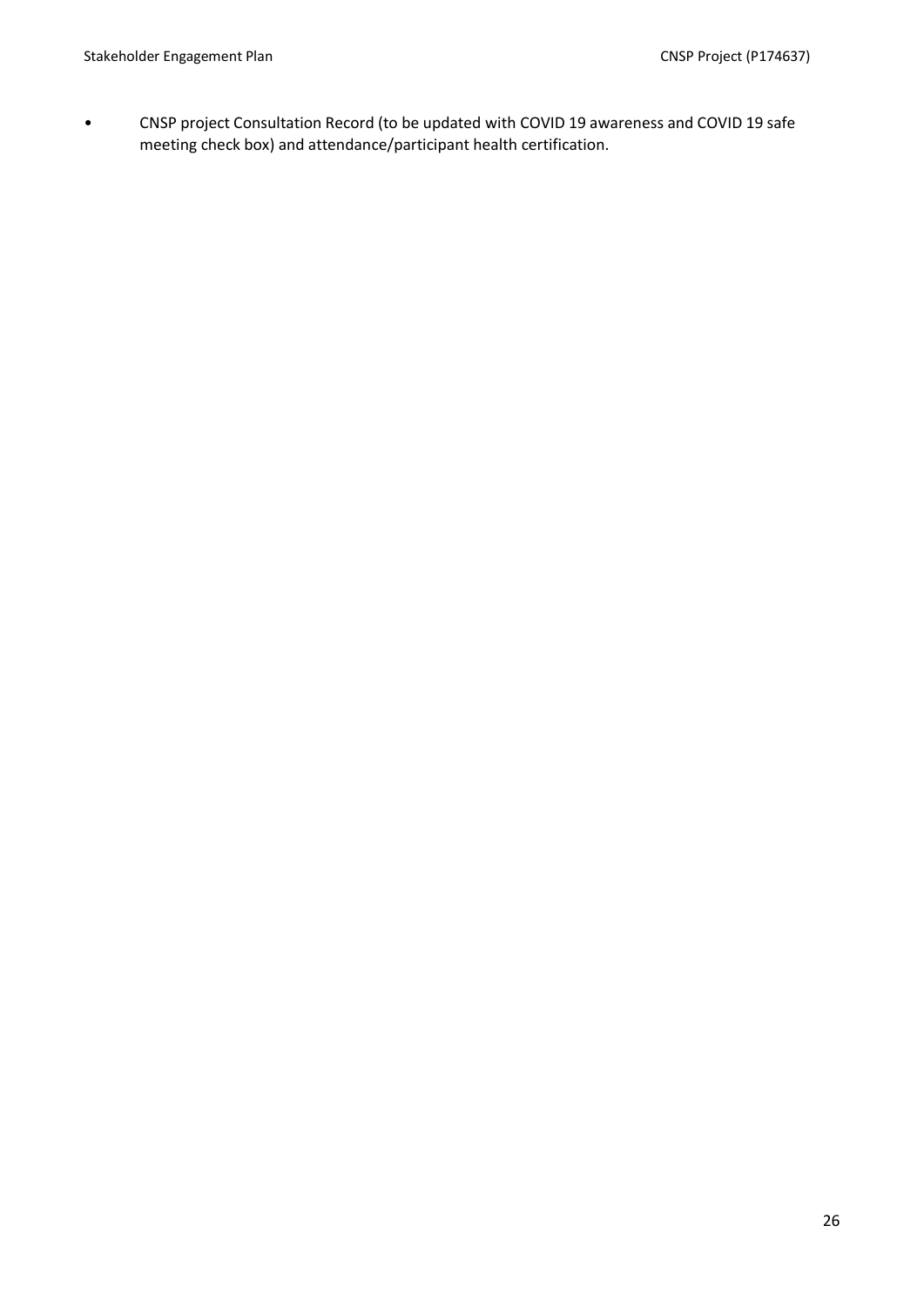- CNSP project Consultation Record (to be updated with COVID 19 awareness and COVID 19 safe meeting check box) and attendance/participant health certification.